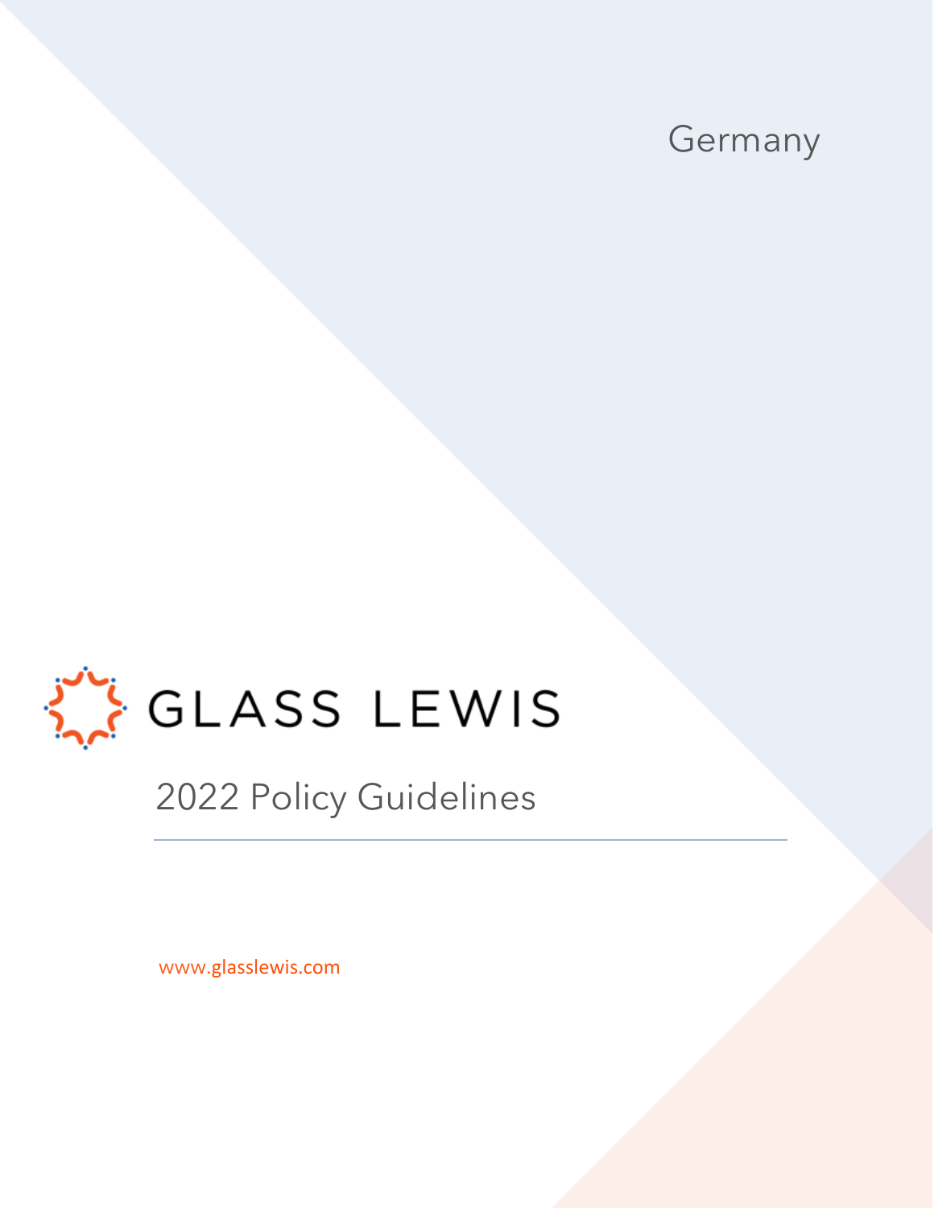Germany

GLASS LEWIS

# 2022 Policy Guidelines

www.glasslewis.com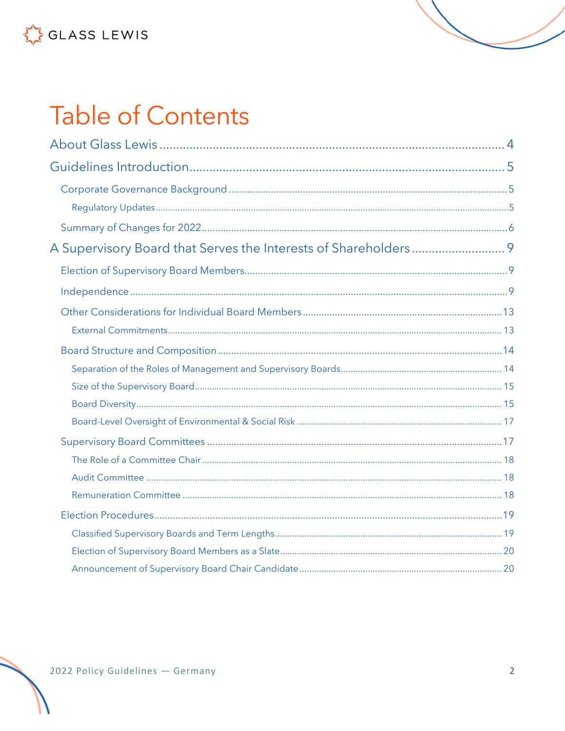# Table of Contents

About Glass Lewis ........................................................................................................ 4

Guidelines Introduction................................................................................................ 5

- Corporate Governance Background ........................................................................................ 5
  - Regulatory Updates ........................................................................................................ 5
- Summary of Changes for 2022 ........................................................................................ 6

A Supervisory Board that Serves the Interests of Shareholders ........................... 9

- Election of Supervisory Board Members........................................................................ 9
- Independence ........................................................................................................ 9
- Other Considerations for Individual Board Members ........................................................ 13
  - External Commitments ........................................................................................................ 13
- Board Structure and Composition ........................................................................................ 14
  - Separation of the Roles of Management and Supervisory Boards ........................................ 14
  - Size of the Supervisory Board ........................................................................................ 15
  - Board Diversity ........................................................................................................ 15
  - Board-Level Oversight of Environmental & Social Risk ........................................................ 17
- Supervisory Board Committees ........................................................................................ 17
  - The Role of a Committee Chair ........................................................................................ 18
  - Audit Committee ........................................................................................................ 18
  - Remuneration Committee ........................................................................................ 18
- Election Procedures ........................................................................................................ 19
  - Classified Supervisory Boards and Term Lengths ........................................................ 19
  - Election of Supervisory Board Members as a Slate ........................................................ 20
  - Announcement of Supervisory Board Chair Candidate ........................................................ 20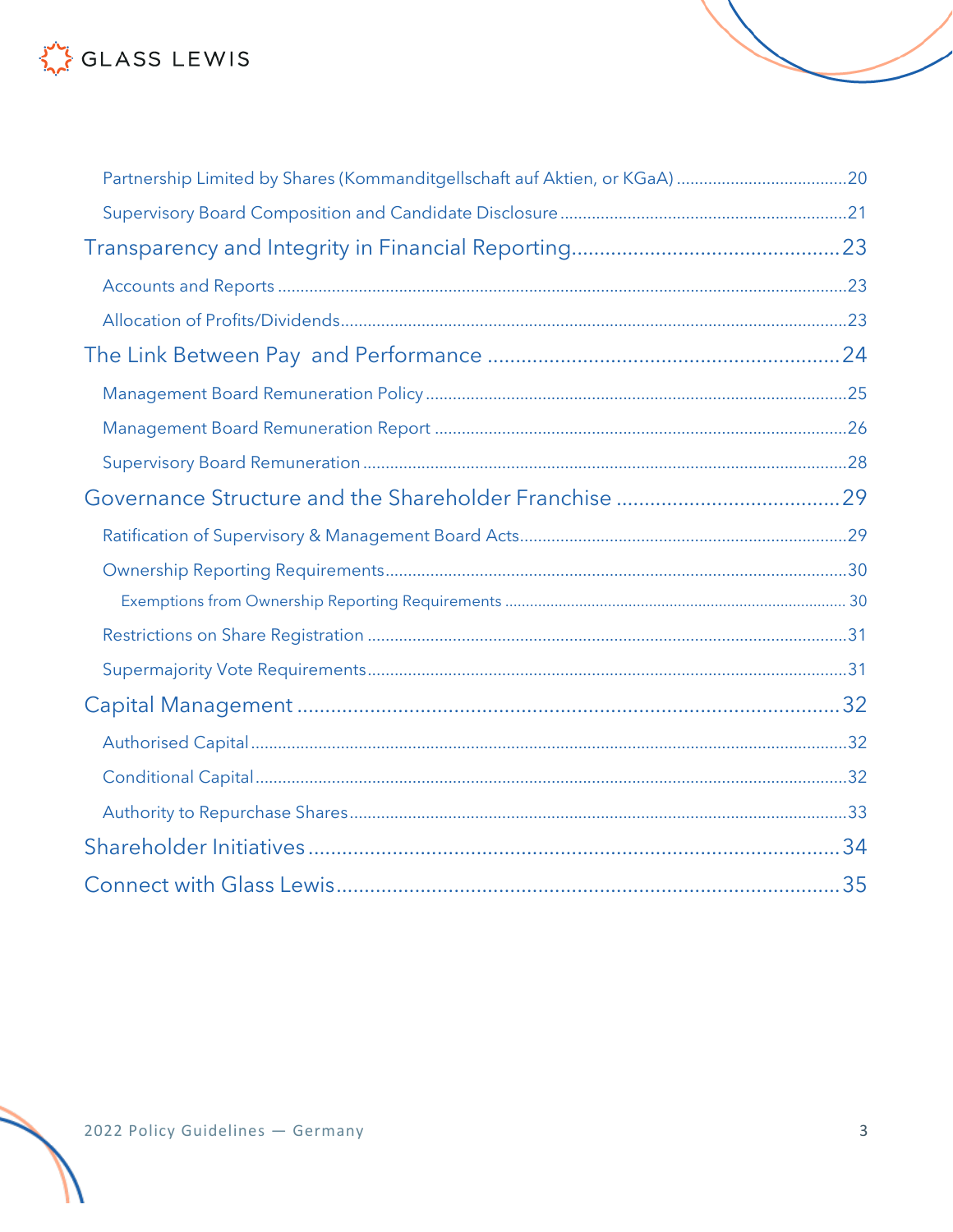- Partnership Limited by Shares (Kommanditgellschaft auf Aktien, or KGaA) ..... 20
- Supervisory Board Composition and Candidate Disclosure ..... 21

Transparency and Integrity in Financial Reporting ..... 23

- Accounts and Reports ..... 23
- Allocation of Profits/Dividends ..... 23

The Link Between Pay and Performance ..... 24

- Management Board Remuneration Policy ..... 25
- Management Board Remuneration Report ..... 26
- Supervisory Board Remuneration ..... 28

Governance Structure and the Shareholder Franchise ..... 29

- Ratification of Supervisory & Management Board Acts ..... 29
- Ownership Reporting Requirements ..... 30
  - Exemptions from Ownership Reporting Requirements ..... 30
- Restrictions on Share Registration ..... 31
- Supermajority Vote Requirements ..... 31

Capital Management ..... 32

- Authorised Capital ..... 32
- Conditional Capital ..... 32
- Authority to Repurchase Shares ..... 33

Shareholder Initiatives ..... 34

Connect with Glass Lewis ..... 35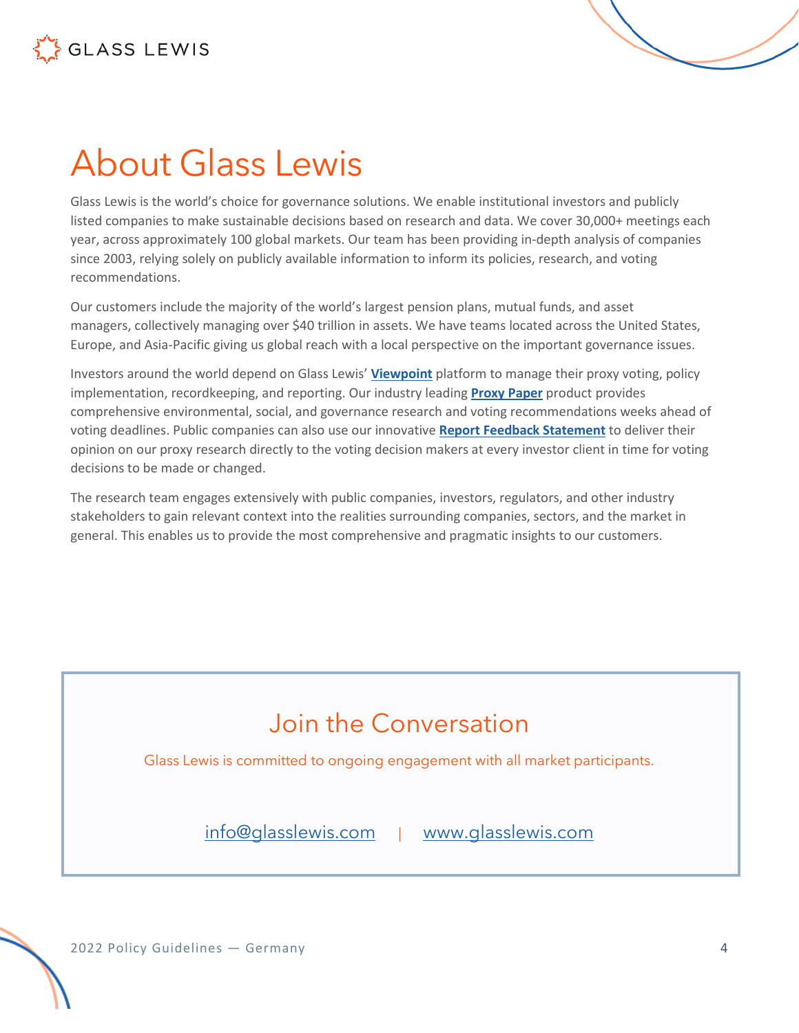# About Glass Lewis

Glass Lewis is the world's choice for governance solutions. We enable institutional investors and publicly listed companies to make sustainable decisions based on research and data. We cover 30,000+ meetings each year, across approximately 100 global markets. Our team has been providing in-depth analysis of companies since 2003, relying solely on publicly available information to inform its policies, research, and voting recommendations.

Our customers include the majority of the world's largest pension plans, mutual funds, and asset managers, collectively managing over $40 trillion in assets. We have teams located across the United States, Europe, and Asia-Pacific giving us global reach with a local perspective on the important governance issues.

Investors around the world depend on Glass Lewis' **Viewpoint** platform to manage their proxy voting, policy implementation, recordkeeping, and reporting. Our industry leading **Proxy Paper** product provides comprehensive environmental, social, and governance research and voting recommendations weeks ahead of voting deadlines. Public companies can also use our innovative **Report Feedback Statement** to deliver their opinion on our proxy research directly to the voting decision makers at every investor client in time for voting decisions to be made or changed.

The research team engages extensively with public companies, investors, regulators, and other industry stakeholders to gain relevant context into the realities surrounding companies, sectors, and the market in general. This enables us to provide the most comprehensive and pragmatic insights to our customers.

## Join the Conversation

Glass Lewis is committed to ongoing engagement with all market participants.

info@glasslewis.com | www.glasslewis.com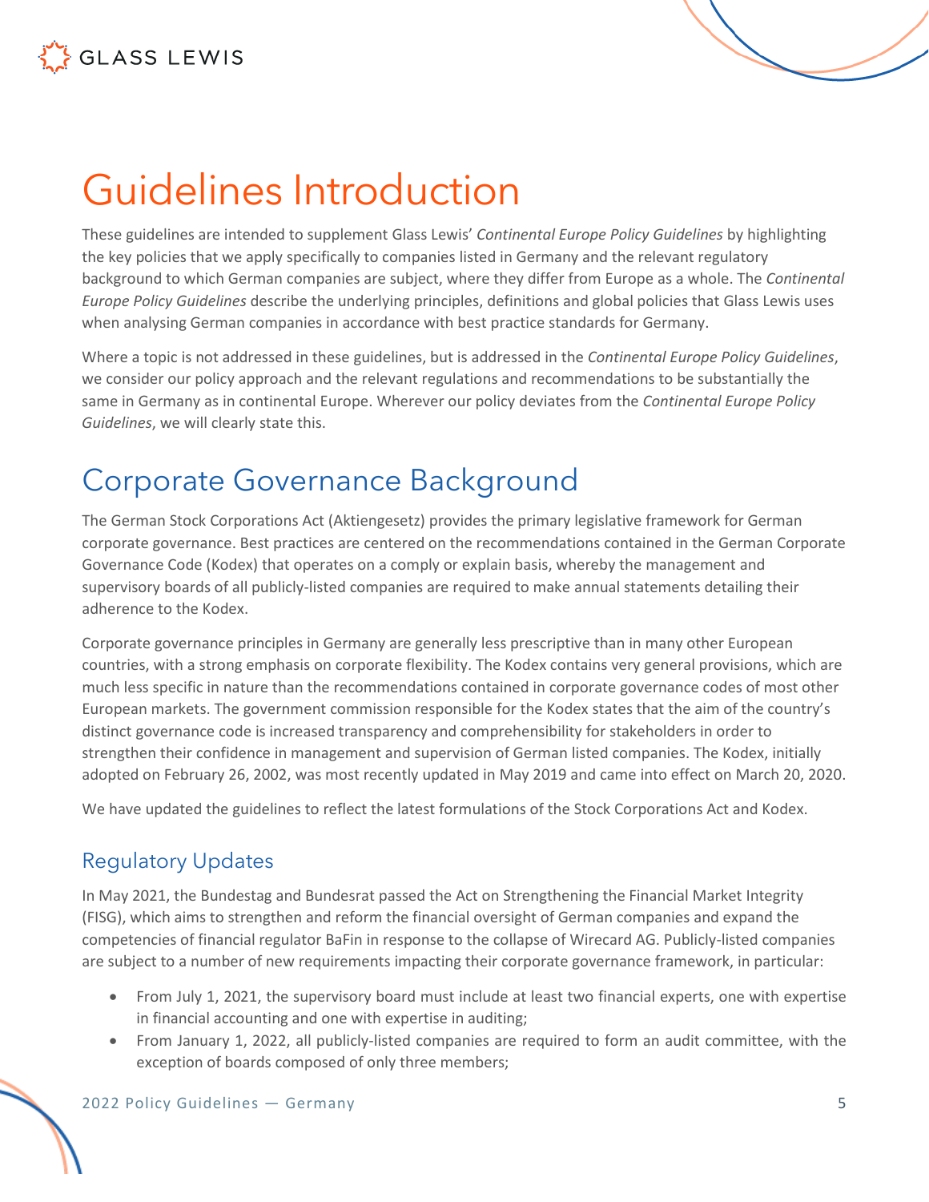# Guidelines Introduction

These guidelines are intended to supplement Glass Lewis' *Continental Europe Policy Guidelines* by highlighting the key policies that we apply specifically to companies listed in Germany and the relevant regulatory background to which German companies are subject, where they differ from Europe as a whole. The *Continental Europe Policy Guidelines* describe the underlying principles, definitions and global policies that Glass Lewis uses when analysing German companies in accordance with best practice standards for Germany.

Where a topic is not addressed in these guidelines, but is addressed in the *Continental Europe Policy Guidelines*, we consider our policy approach and the relevant regulations and recommendations to be substantially the same in Germany as in continental Europe. Wherever our policy deviates from the *Continental Europe Policy Guidelines*, we will clearly state this.

# Corporate Governance Background

The German Stock Corporations Act (Aktiengesetz) provides the primary legislative framework for German corporate governance. Best practices are centered on the recommendations contained in the German Corporate Governance Code (Kodex) that operates on a comply or explain basis, whereby the management and supervisory boards of all publicly-listed companies are required to make annual statements detailing their adherence to the Kodex.

Corporate governance principles in Germany are generally less prescriptive than in many other European countries, with a strong emphasis on corporate flexibility. The Kodex contains very general provisions, which are much less specific in nature than the recommendations contained in corporate governance codes of most other European markets. The government commission responsible for the Kodex states that the aim of the country's distinct governance code is increased transparency and comprehensibility for stakeholders in order to strengthen their confidence in management and supervision of German listed companies. The Kodex, initially adopted on February 26, 2002, was most recently updated in May 2019 and came into effect on March 20, 2020.

We have updated the guidelines to reflect the latest formulations of the Stock Corporations Act and Kodex.

## Regulatory Updates

In May 2021, the Bundestag and Bundesrat passed the Act on Strengthening the Financial Market Integrity (FISG), which aims to strengthen and reform the financial oversight of German companies and expand the competencies of financial regulator BaFin in response to the collapse of Wirecard AG. Publicly-listed companies are subject to a number of new requirements impacting their corporate governance framework, in particular:

- From July 1, 2021, the supervisory board must include at least two financial experts, one with expertise in financial accounting and one with expertise in auditing;
- From January 1, 2022, all publicly-listed companies are required to form an audit committee, with the exception of boards composed of only three members;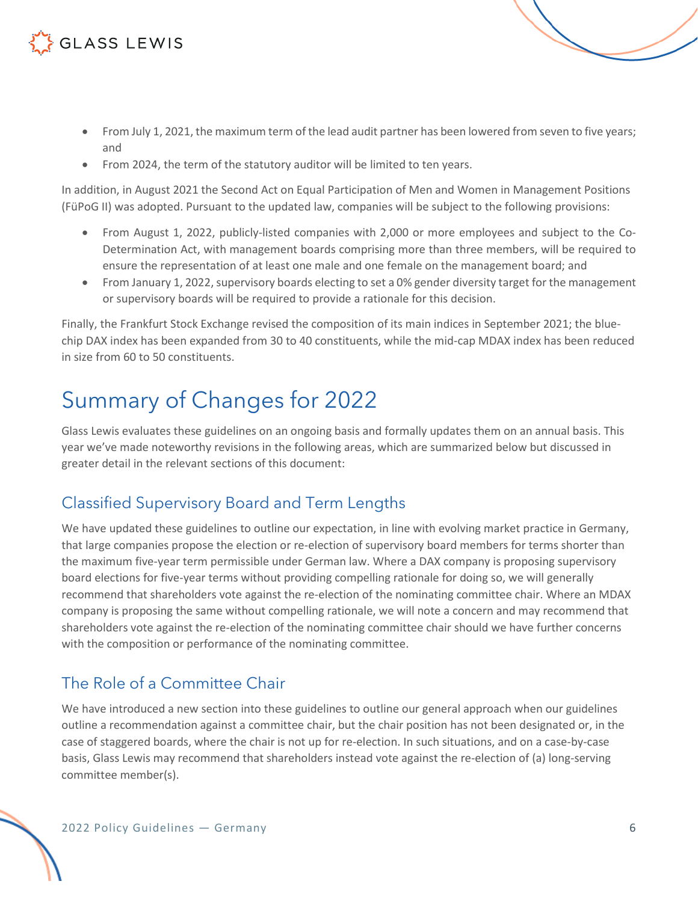- From July 1, 2021, the maximum term of the lead audit partner has been lowered from seven to five years; and
- From 2024, the term of the statutory auditor will be limited to ten years.

In addition, in August 2021 the Second Act on Equal Participation of Men and Women in Management Positions (FüPoG II) was adopted. Pursuant to the updated law, companies will be subject to the following provisions:

- From August 1, 2022, publicly-listed companies with 2,000 or more employees and subject to the Co-Determination Act, with management boards comprising more than three members, will be required to ensure the representation of at least one male and one female on the management board; and
- From January 1, 2022, supervisory boards electing to set a 0% gender diversity target for the management or supervisory boards will be required to provide a rationale for this decision.

Finally, the Frankfurt Stock Exchange revised the composition of its main indices in September 2021; the blue-chip DAX index has been expanded from 30 to 40 constituents, while the mid-cap MDAX index has been reduced in size from 60 to 50 constituents.

# Summary of Changes for 2022

Glass Lewis evaluates these guidelines on an ongoing basis and formally updates them on an annual basis. This year we've made noteworthy revisions in the following areas, which are summarized below but discussed in greater detail in the relevant sections of this document:

## Classified Supervisory Board and Term Lengths

We have updated these guidelines to outline our expectation, in line with evolving market practice in Germany, that large companies propose the election or re-election of supervisory board members for terms shorter than the maximum five-year term permissible under German law. Where a DAX company is proposing supervisory board elections for five-year terms without providing compelling rationale for doing so, we will generally recommend that shareholders vote against the re-election of the nominating committee chair. Where an MDAX company is proposing the same without compelling rationale, we will note a concern and may recommend that shareholders vote against the re-election of the nominating committee chair should we have further concerns with the composition or performance of the nominating committee.

## The Role of a Committee Chair

We have introduced a new section into these guidelines to outline our general approach when our guidelines outline a recommendation against a committee chair, but the chair position has not been designated or, in the case of staggered boards, where the chair is not up for re-election. In such situations, and on a case-by-case basis, Glass Lewis may recommend that shareholders instead vote against the re-election of (a) long-serving committee member(s).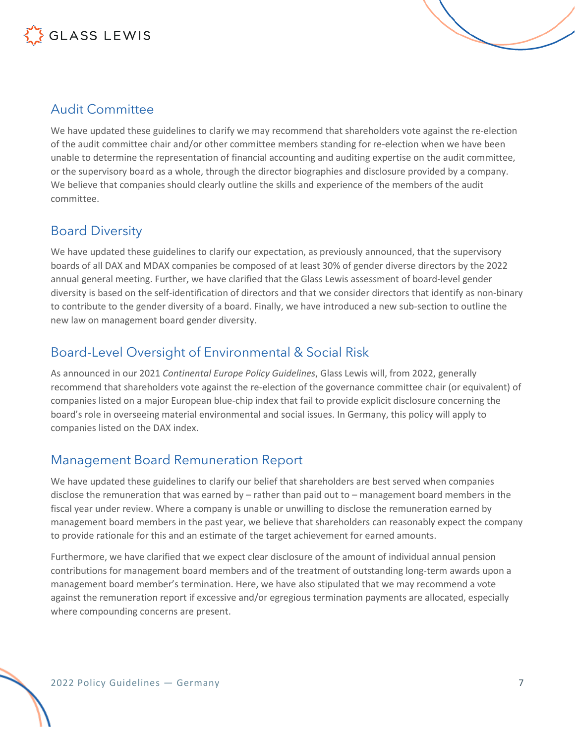## Audit Committee

We have updated these guidelines to clarify we may recommend that shareholders vote against the re-election of the audit committee chair and/or other committee members standing for re-election when we have been unable to determine the representation of financial accounting and auditing expertise on the audit committee, or the supervisory board as a whole, through the director biographies and disclosure provided by a company. We believe that companies should clearly outline the skills and experience of the members of the audit committee.

## Board Diversity

We have updated these guidelines to clarify our expectation, as previously announced, that the supervisory boards of all DAX and MDAX companies be composed of at least 30% of gender diverse directors by the 2022 annual general meeting. Further, we have clarified that the Glass Lewis assessment of board-level gender diversity is based on the self-identification of directors and that we consider directors that identify as non-binary to contribute to the gender diversity of a board. Finally, we have introduced a new sub-section to outline the new law on management board gender diversity.

## Board-Level Oversight of Environmental & Social Risk

As announced in our 2021 *Continental Europe Policy Guidelines*, Glass Lewis will, from 2022, generally recommend that shareholders vote against the re-election of the governance committee chair (or equivalent) of companies listed on a major European blue-chip index that fail to provide explicit disclosure concerning the board's role in overseeing material environmental and social issues. In Germany, this policy will apply to companies listed on the DAX index.

## Management Board Remuneration Report

We have updated these guidelines to clarify our belief that shareholders are best served when companies disclose the remuneration that was earned by – rather than paid out to – management board members in the fiscal year under review. Where a company is unable or unwilling to disclose the remuneration earned by management board members in the past year, we believe that shareholders can reasonably expect the company to provide rationale for this and an estimate of the target achievement for earned amounts.

Furthermore, we have clarified that we expect clear disclosure of the amount of individual annual pension contributions for management board members and of the treatment of outstanding long-term awards upon a management board member's termination. Here, we have also stipulated that we may recommend a vote against the remuneration report if excessive and/or egregious termination payments are allocated, especially where compounding concerns are present.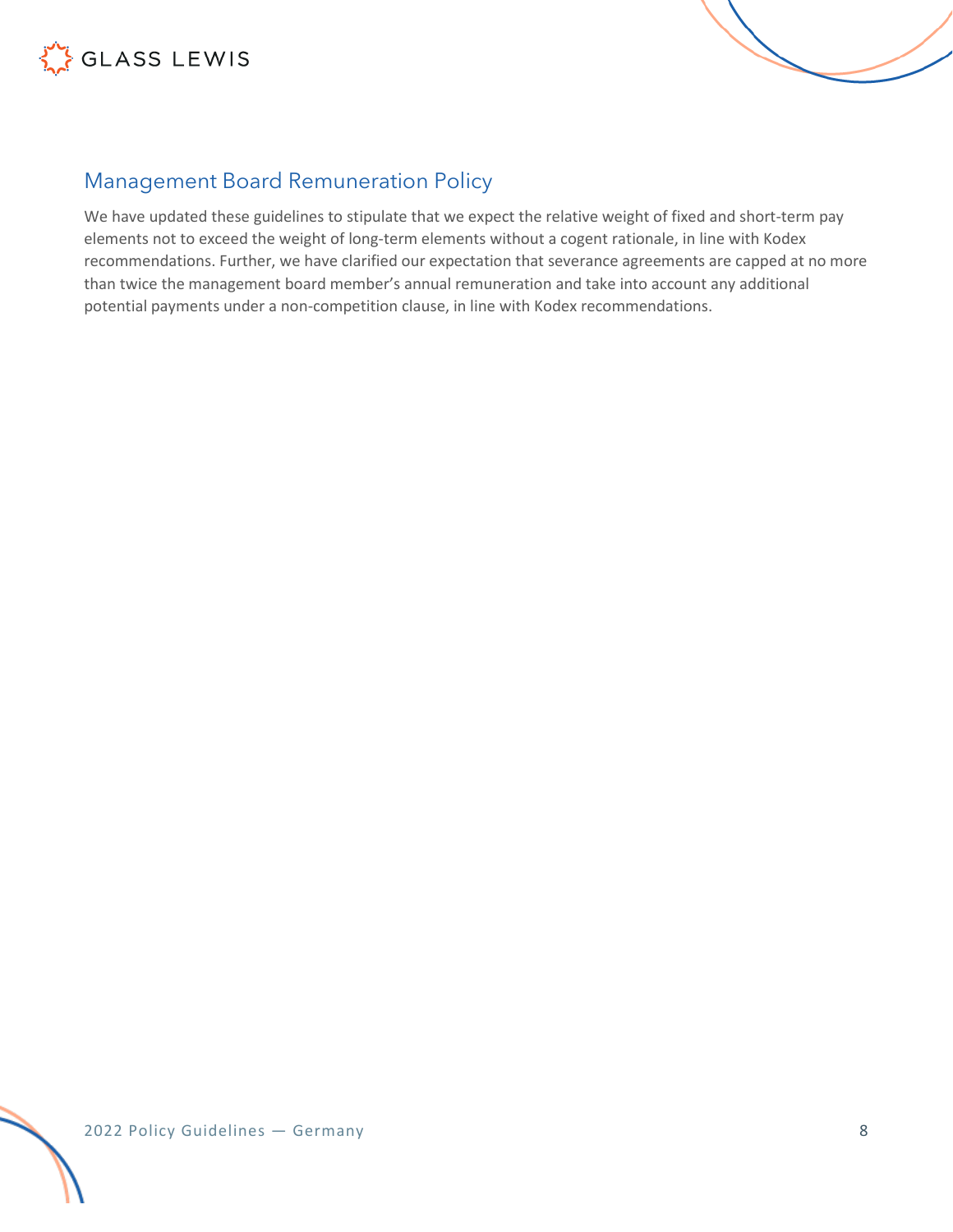## Management Board Remuneration Policy

We have updated these guidelines to stipulate that we expect the relative weight of fixed and short-term pay elements not to exceed the weight of long-term elements without a cogent rationale, in line with Kodex recommendations. Further, we have clarified our expectation that severance agreements are capped at no more than twice the management board member's annual remuneration and take into account any additional potential payments under a non-competition clause, in line with Kodex recommendations.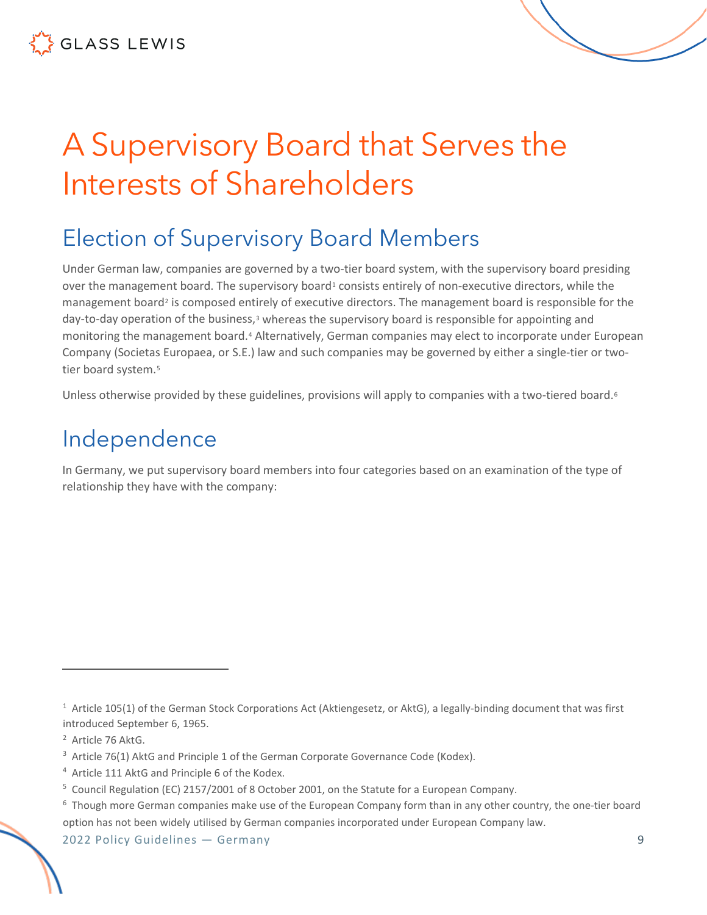# A Supervisory Board that Serves the Interests of Shareholders

## Election of Supervisory Board Members

Under German law, companies are governed by a two-tier board system, with the supervisory board presiding over the management board. The supervisory board[1] consists entirely of non-executive directors, while the management board[2] is composed entirely of executive directors. The management board is responsible for the day-to-day operation of the business,[3] whereas the supervisory board is responsible for appointing and monitoring the management board.[4] Alternatively, German companies may elect to incorporate under European Company (Societas Europaea, or S.E.) law and such companies may be governed by either a single-tier or two-tier board system.[5]

Unless otherwise provided by these guidelines, provisions will apply to companies with a two-tiered board.[6]

## Independence

In Germany, we put supervisory board members into four categories based on an examination of the type of relationship they have with the company:

---

[1] Article 105(1) of the German Stock Corporations Act (Aktiengesetz, or AktG), a legally-binding document that was first introduced September 6, 1965.

[2] Article 76 AktG.

[3] Article 76(1) AktG and Principle 1 of the German Corporate Governance Code (Kodex).

[4] Article 111 AktG and Principle 6 of the Kodex.

[5] Council Regulation (EC) 2157/2001 of 8 October 2001, on the Statute for a European Company.

[6] Though more German companies make use of the European Company form than in any other country, the one-tier board option has not been widely utilised by German companies incorporated under European Company law.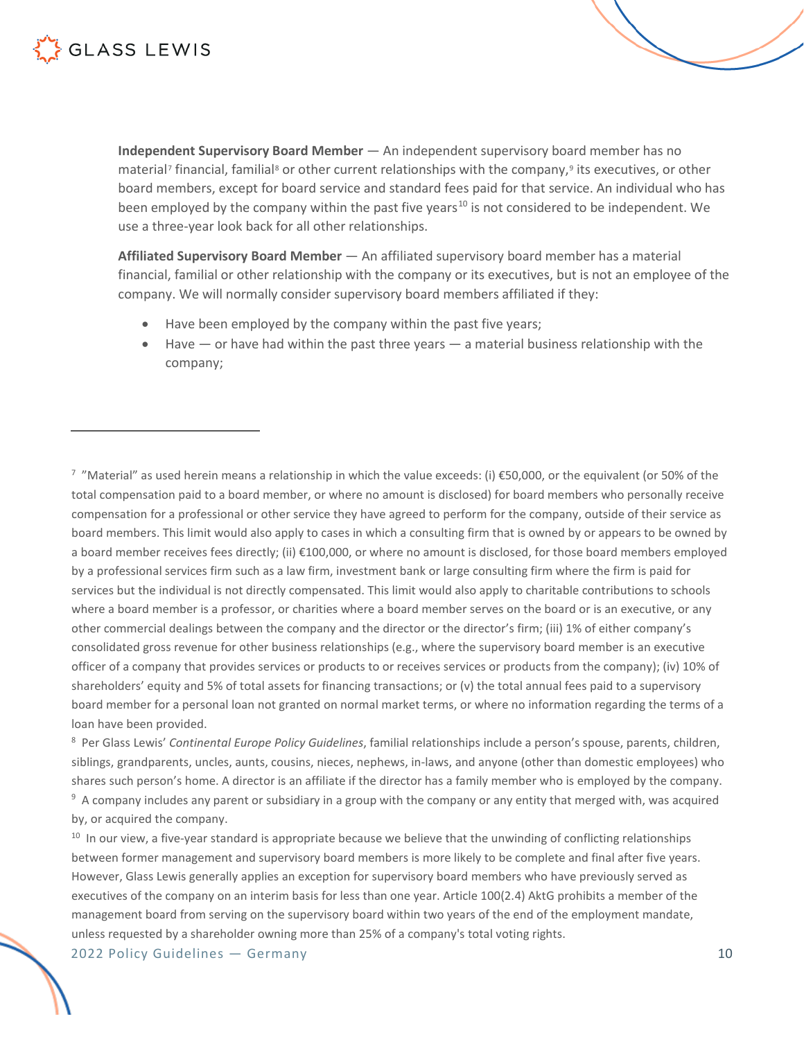**Independent Supervisory Board Member** — An independent supervisory board member has no material[7] financial, familial[8] or other current relationships with the company,[9] its executives, or other board members, except for board service and standard fees paid for that service. An individual who has been employed by the company within the past five years[10] is not considered to be independent. We use a three-year look back for all other relationships.

**Affiliated Supervisory Board Member** — An affiliated supervisory board member has a material financial, familial or other relationship with the company or its executives, but is not an employee of the company. We will normally consider supervisory board members affiliated if they:

- Have been employed by the company within the past five years;
- Have — or have had within the past three years — a material business relationship with the company;

---

[7] "Material" as used herein means a relationship in which the value exceeds: (i) €50,000, or the equivalent (or 50% of the total compensation paid to a board member, or where no amount is disclosed) for board members who personally receive compensation for a professional or other service they have agreed to perform for the company, outside of their service as board members. This limit would also apply to cases in which a consulting firm that is owned by or appears to be owned by a board member receives fees directly; (ii) €100,000, or where no amount is disclosed, for those board members employed by a professional services firm such as a law firm, investment bank or large consulting firm where the firm is paid for services but the individual is not directly compensated. This limit would also apply to charitable contributions to schools where a board member is a professor, or charities where a board member serves on the board or is an executive, or any other commercial dealings between the company and the director or the director's firm; (iii) 1% of either company's consolidated gross revenue for other business relationships (e.g., where the supervisory board member is an executive officer of a company that provides services or products to or receives services or products from the company); (iv) 10% of shareholders' equity and 5% of total assets for financing transactions; or (v) the total annual fees paid to a supervisory board member for a personal loan not granted on normal market terms, or where no information regarding the terms of a loan have been provided.

[8] Per Glass Lewis' *Continental Europe Policy Guidelines*, familial relationships include a person's spouse, parents, children, siblings, grandparents, uncles, aunts, cousins, nieces, nephews, in-laws, and anyone (other than domestic employees) who shares such person's home. A director is an affiliate if the director has a family member who is employed by the company.

[9] A company includes any parent or subsidiary in a group with the company or any entity that merged with, was acquired by, or acquired the company.

[10] In our view, a five-year standard is appropriate because we believe that the unwinding of conflicting relationships between former management and supervisory board members is more likely to be complete and final after five years. However, Glass Lewis generally applies an exception for supervisory board members who have previously served as executives of the company on an interim basis for less than one year. Article 100(2.4) AktG prohibits a member of the management board from serving on the supervisory board within two years of the end of the employment mandate, unless requested by a shareholder owning more than 25% of a company's total voting rights.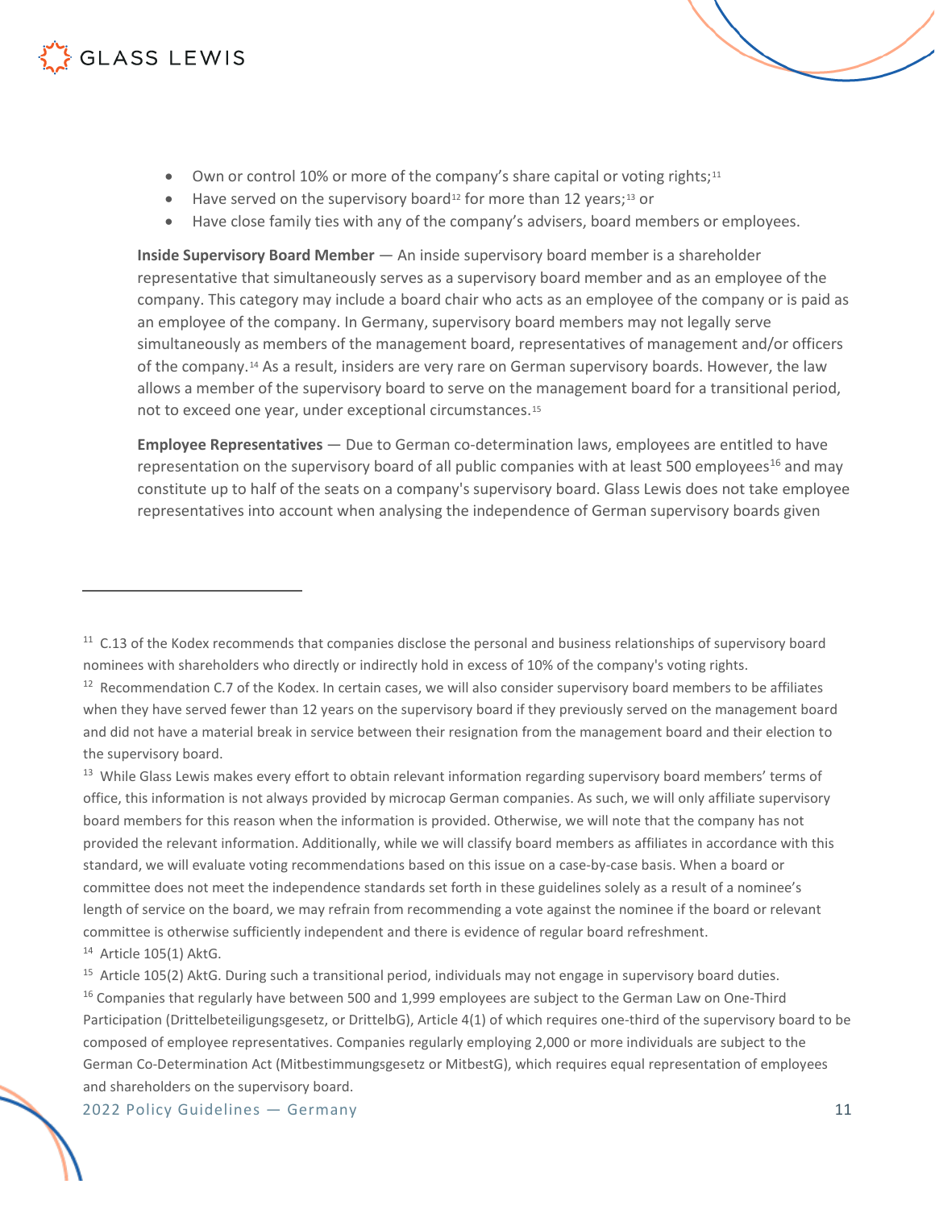- Own or control 10% or more of the company's share capital or voting rights;[11]
- Have served on the supervisory board[12] for more than 12 years;[13] or
- Have close family ties with any of the company's advisers, board members or employees.

**Inside Supervisory Board Member** — An inside supervisory board member is a shareholder representative that simultaneously serves as a supervisory board member and as an employee of the company. This category may include a board chair who acts as an employee of the company or is paid as an employee of the company. In Germany, supervisory board members may not legally serve simultaneously as members of the management board, representatives of management and/or officers of the company.[14] As a result, insiders are very rare on German supervisory boards. However, the law allows a member of the supervisory board to serve on the management board for a transitional period, not to exceed one year, under exceptional circumstances.[15]

**Employee Representatives** — Due to German co-determination laws, employees are entitled to have representation on the supervisory board of all public companies with at least 500 employees[16] and may constitute up to half of the seats on a company's supervisory board. Glass Lewis does not take employee representatives into account when analysing the independence of German supervisory boards given

---

[11] C.13 of the Kodex recommends that companies disclose the personal and business relationships of supervisory board nominees with shareholders who directly or indirectly hold in excess of 10% of the company's voting rights.

[12] Recommendation C.7 of the Kodex. In certain cases, we will also consider supervisory board members to be affiliates when they have served fewer than 12 years on the supervisory board if they previously served on the management board and did not have a material break in service between their resignation from the management board and their election to the supervisory board.

[13] While Glass Lewis makes every effort to obtain relevant information regarding supervisory board members' terms of office, this information is not always provided by microcap German companies. As such, we will only affiliate supervisory board members for this reason when the information is provided. Otherwise, we will note that the company has not provided the relevant information. Additionally, while we will classify board members as affiliates in accordance with this standard, we will evaluate voting recommendations based on this issue on a case-by-case basis. When a board or committee does not meet the independence standards set forth in these guidelines solely as a result of a nominee's length of service on the board, we may refrain from recommending a vote against the nominee if the board or relevant committee is otherwise sufficiently independent and there is evidence of regular board refreshment.

[14] Article 105(1) AktG.

[15] Article 105(2) AktG. During such a transitional period, individuals may not engage in supervisory board duties.

[16] Companies that regularly have between 500 and 1,999 employees are subject to the German Law on One-Third Participation (Drittelbeteiligungsgesetz, or DrittelbG), Article 4(1) of which requires one-third of the supervisory board to be composed of employee representatives. Companies regularly employing 2,000 or more individuals are subject to the German Co-Determination Act (Mitbestimmungsgesetz or MitbestG), which requires equal representation of employees and shareholders on the supervisory board.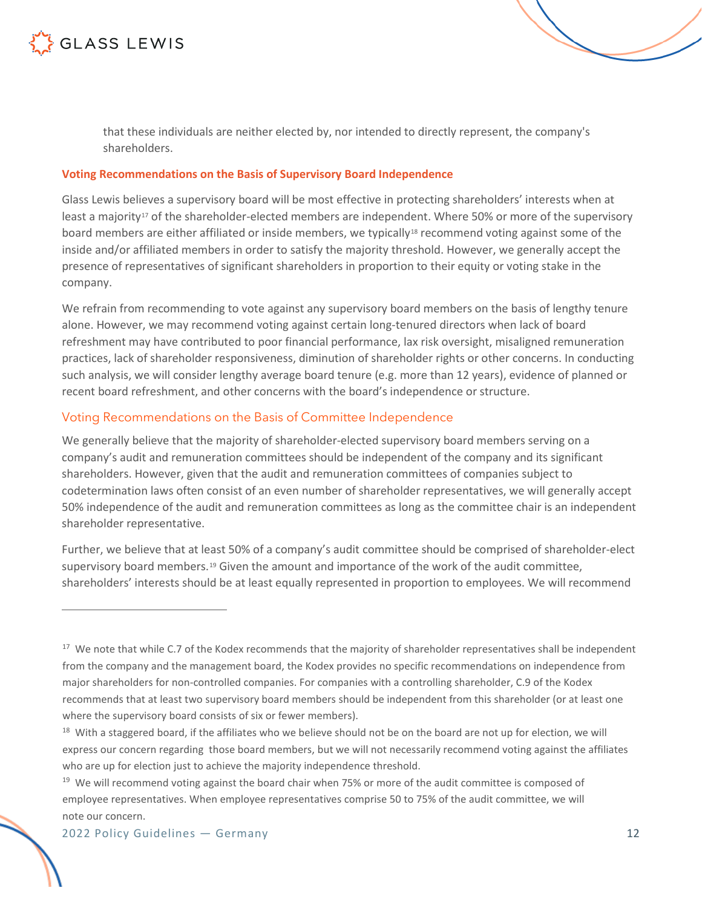that these individuals are neither elected by, nor intended to directly represent, the company's shareholders.

**Voting Recommendations on the Basis of Supervisory Board Independence**

Glass Lewis believes a supervisory board will be most effective in protecting shareholders' interests when at least a majority[17] of the shareholder-elected members are independent. Where 50% or more of the supervisory board members are either affiliated or inside members, we typically[18] recommend voting against some of the inside and/or affiliated members in order to satisfy the majority threshold. However, we generally accept the presence of representatives of significant shareholders in proportion to their equity or voting stake in the company.

We refrain from recommending to vote against any supervisory board members on the basis of lengthy tenure alone. However, we may recommend voting against certain long-tenured directors when lack of board refreshment may have contributed to poor financial performance, lax risk oversight, misaligned remuneration practices, lack of shareholder responsiveness, diminution of shareholder rights or other concerns. In conducting such analysis, we will consider lengthy average board tenure (e.g. more than 12 years), evidence of planned or recent board refreshment, and other concerns with the board's independence or structure.

## Voting Recommendations on the Basis of Committee Independence

We generally believe that the majority of shareholder-elected supervisory board members serving on a company's audit and remuneration committees should be independent of the company and its significant shareholders. However, given that the audit and remuneration committees of companies subject to codetermination laws often consist of an even number of shareholder representatives, we will generally accept 50% independence of the audit and remuneration committees as long as the committee chair is an independent shareholder representative.

Further, we believe that at least 50% of a company's audit committee should be comprised of shareholder-elect supervisory board members.[19] Given the amount and importance of the work of the audit committee, shareholders' interests should be at least equally represented in proportion to employees. We will recommend

---

[17] We note that while C.7 of the Kodex recommends that the majority of shareholder representatives shall be independent from the company and the management board, the Kodex provides no specific recommendations on independence from major shareholders for non-controlled companies. For companies with a controlling shareholder, C.9 of the Kodex recommends that at least two supervisory board members should be independent from this shareholder (or at least one where the supervisory board consists of six or fewer members).

[18] With a staggered board, if the affiliates who we believe should not be on the board are not up for election, we will express our concern regarding those board members, but we will not necessarily recommend voting against the affiliates who are up for election just to achieve the majority independence threshold.

[19] We will recommend voting against the board chair when 75% or more of the audit committee is composed of employee representatives. When employee representatives comprise 50 to 75% of the audit committee, we will note our concern.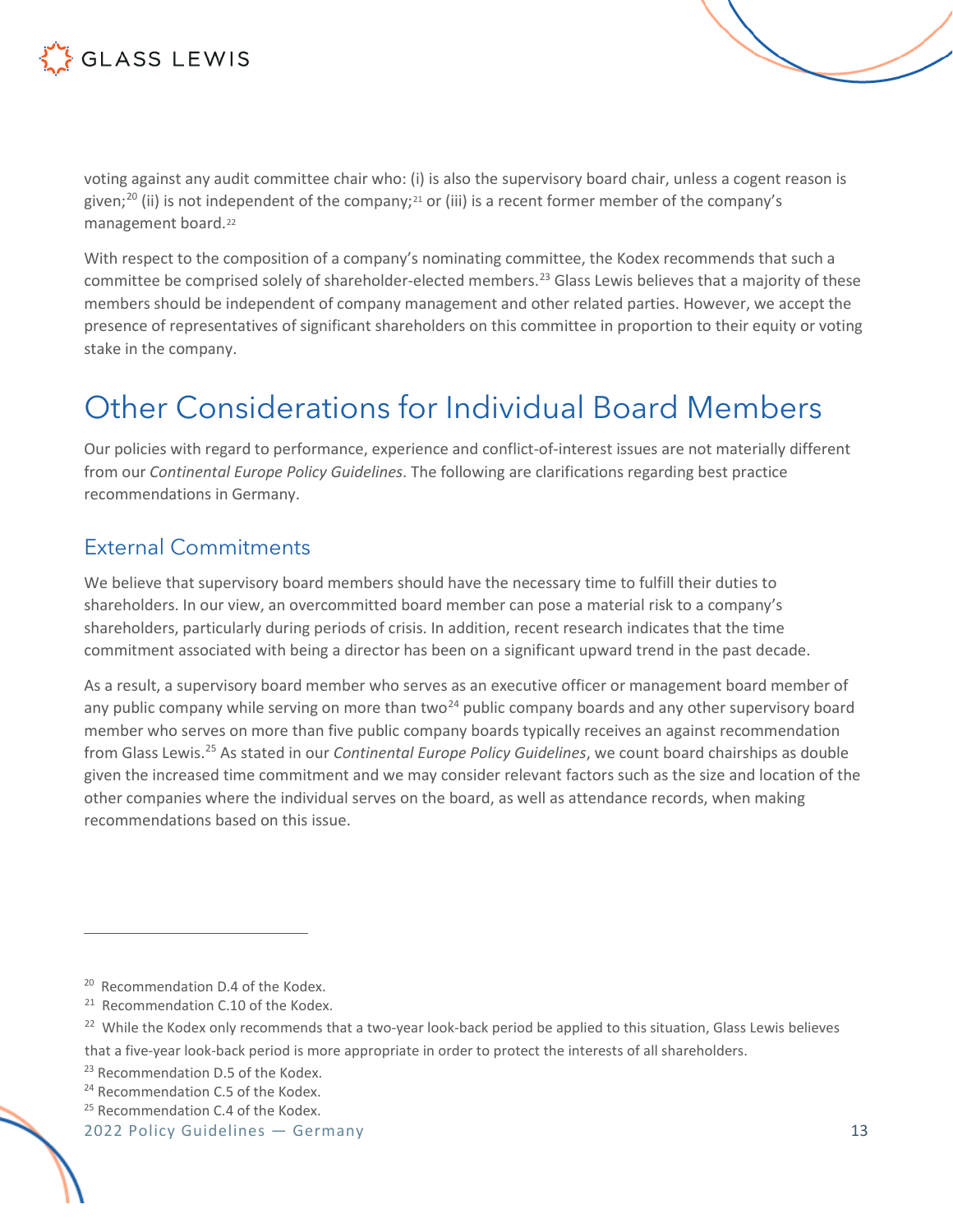voting against any audit committee chair who: (i) is also the supervisory board chair, unless a cogent reason is given;[20] (ii) is not independent of the company;[21] or (iii) is a recent former member of the company's management board.[22]

With respect to the composition of a company's nominating committee, the Kodex recommends that such a committee be comprised solely of shareholder-elected members.[23] Glass Lewis believes that a majority of these members should be independent of company management and other related parties. However, we accept the presence of representatives of significant shareholders on this committee in proportion to their equity or voting stake in the company.

# Other Considerations for Individual Board Members

Our policies with regard to performance, experience and conflict-of-interest issues are not materially different from our *Continental Europe Policy Guidelines*. The following are clarifications regarding best practice recommendations in Germany.

## External Commitments

We believe that supervisory board members should have the necessary time to fulfill their duties to shareholders. In our view, an overcommitted board member can pose a material risk to a company's shareholders, particularly during periods of crisis. In addition, recent research indicates that the time commitment associated with being a director has been on a significant upward trend in the past decade.

As a result, a supervisory board member who serves as an executive officer or management board member of any public company while serving on more than two[24] public company boards and any other supervisory board member who serves on more than five public company boards typically receives an against recommendation from Glass Lewis.[25] As stated in our *Continental Europe Policy Guidelines*, we count board chairships as double given the increased time commitment and we may consider relevant factors such as the size and location of the other companies where the individual serves on the board, as well as attendance records, when making recommendations based on this issue.

---

[20] Recommendation D.4 of the Kodex.

[21] Recommendation C.10 of the Kodex.

[22] While the Kodex only recommends that a two-year look-back period be applied to this situation, Glass Lewis believes that a five-year look-back period is more appropriate in order to protect the interests of all shareholders.

[23] Recommendation D.5 of the Kodex.

[24] Recommendation C.5 of the Kodex.

[25] Recommendation C.4 of the Kodex.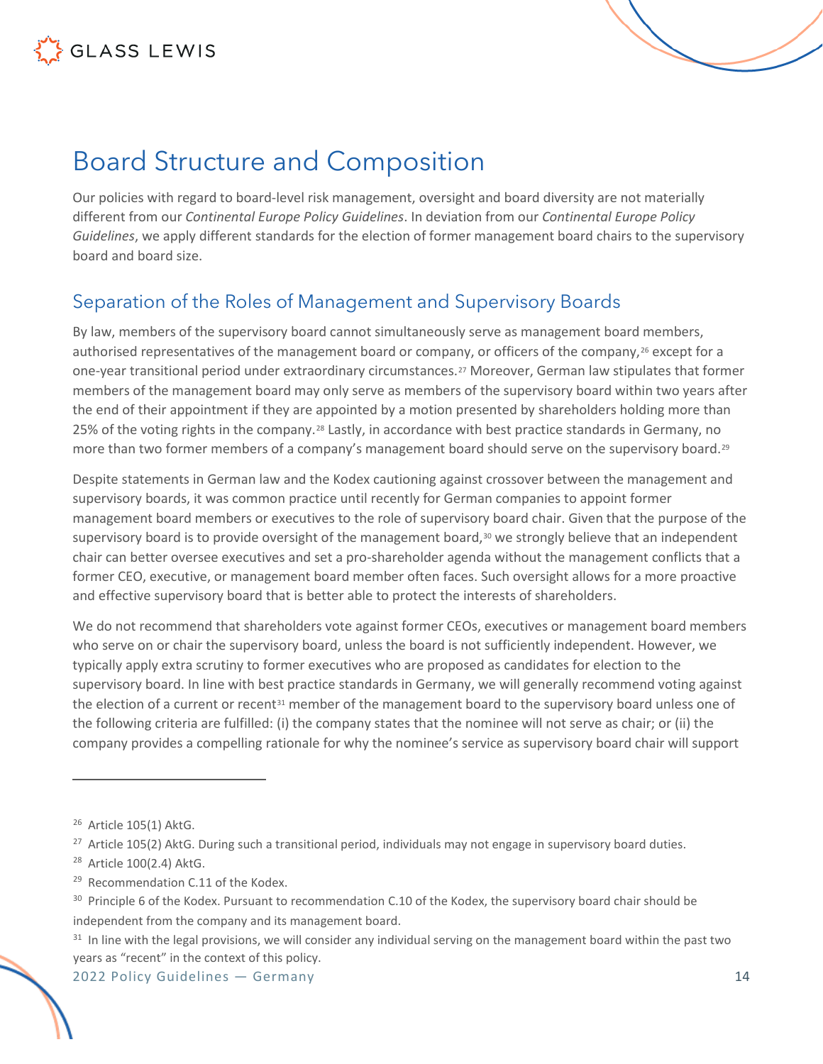# Board Structure and Composition

Our policies with regard to board-level risk management, oversight and board diversity are not materially different from our *Continental Europe Policy Guidelines*. In deviation from our *Continental Europe Policy Guidelines*, we apply different standards for the election of former management board chairs to the supervisory board and board size.

## Separation of the Roles of Management and Supervisory Boards

By law, members of the supervisory board cannot simultaneously serve as management board members, authorised representatives of the management board or company, or officers of the company,[26] except for a one-year transitional period under extraordinary circumstances.[27] Moreover, German law stipulates that former members of the management board may only serve as members of the supervisory board within two years after the end of their appointment if they are appointed by a motion presented by shareholders holding more than 25% of the voting rights in the company.[28] Lastly, in accordance with best practice standards in Germany, no more than two former members of a company's management board should serve on the supervisory board.[29]

Despite statements in German law and the Kodex cautioning against crossover between the management and supervisory boards, it was common practice until recently for German companies to appoint former management board members or executives to the role of supervisory board chair. Given that the purpose of the supervisory board is to provide oversight of the management board,[30] we strongly believe that an independent chair can better oversee executives and set a pro-shareholder agenda without the management conflicts that a former CEO, executive, or management board member often faces. Such oversight allows for a more proactive and effective supervisory board that is better able to protect the interests of shareholders.

We do not recommend that shareholders vote against former CEOs, executives or management board members who serve on or chair the supervisory board, unless the board is not sufficiently independent. However, we typically apply extra scrutiny to former executives who are proposed as candidates for election to the supervisory board. In line with best practice standards in Germany, we will generally recommend voting against the election of a current or recent[31] member of the management board to the supervisory board unless one of the following criteria are fulfilled: (i) the company states that the nominee will not serve as chair; or (ii) the company provides a compelling rationale for why the nominee's service as supervisory board chair will support

---

[26] Article 105(1) AktG.

[27] Article 105(2) AktG. During such a transitional period, individuals may not engage in supervisory board duties.

[28] Article 100(2.4) AktG.

[29] Recommendation C.11 of the Kodex.

[30] Principle 6 of the Kodex. Pursuant to recommendation C.10 of the Kodex, the supervisory board chair should be independent from the company and its management board.

[31] In line with the legal provisions, we will consider any individual serving on the management board within the past two years as "recent" in the context of this policy.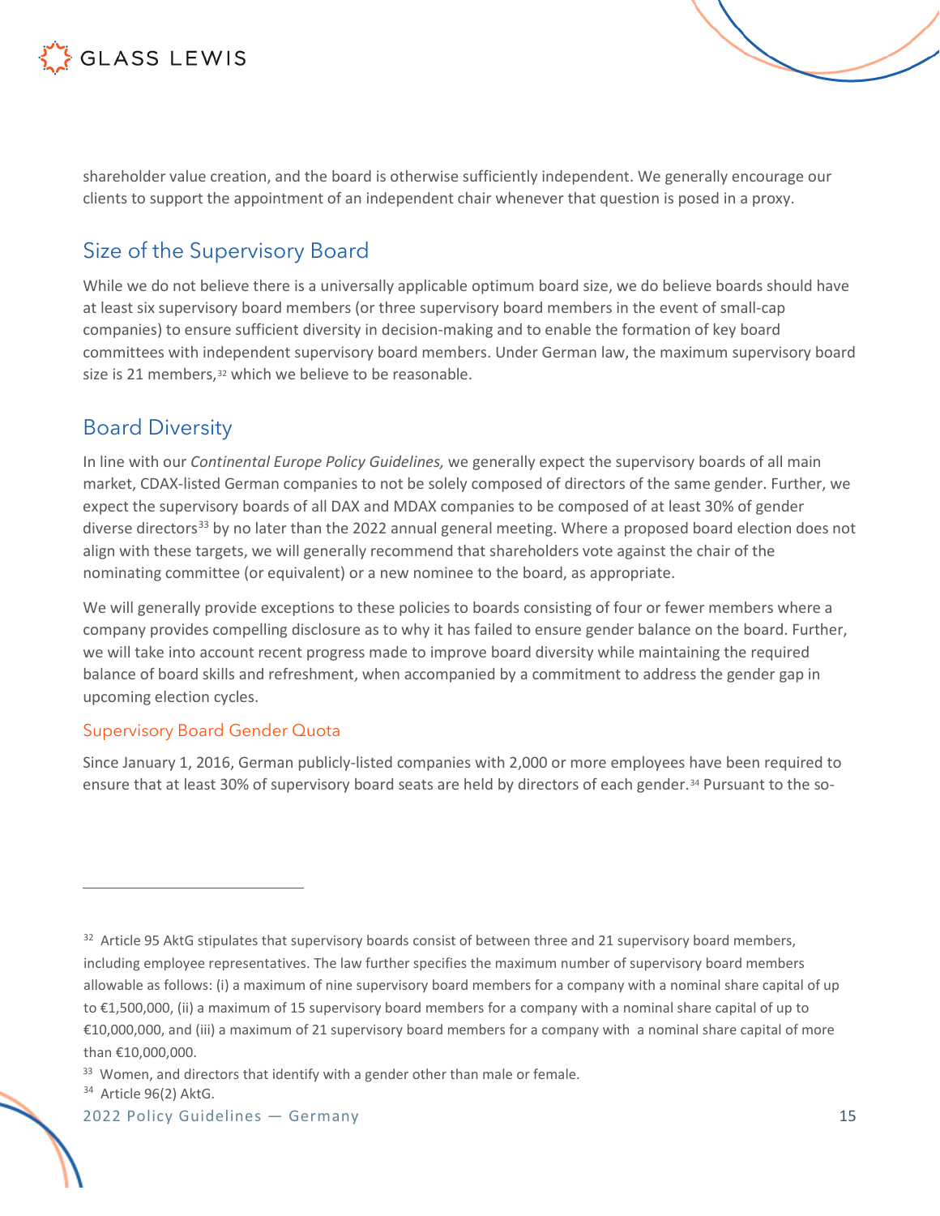shareholder value creation, and the board is otherwise sufficiently independent. We generally encourage our clients to support the appointment of an independent chair whenever that question is posed in a proxy.

## Size of the Supervisory Board

While we do not believe there is a universally applicable optimum board size, we do believe boards should have at least six supervisory board members (or three supervisory board members in the event of small-cap companies) to ensure sufficient diversity in decision-making and to enable the formation of key board committees with independent supervisory board members. Under German law, the maximum supervisory board size is 21 members,[32] which we believe to be reasonable.

## Board Diversity

In line with our *Continental Europe Policy Guidelines,* we generally expect the supervisory boards of all main market, CDAX-listed German companies to not be solely composed of directors of the same gender. Further, we expect the supervisory boards of all DAX and MDAX companies to be composed of at least 30% of gender diverse directors[33] by no later than the 2022 annual general meeting. Where a proposed board election does not align with these targets, we will generally recommend that shareholders vote against the chair of the nominating committee (or equivalent) or a new nominee to the board, as appropriate.

We will generally provide exceptions to these policies to boards consisting of four or fewer members where a company provides compelling disclosure as to why it has failed to ensure gender balance on the board. Further, we will take into account recent progress made to improve board diversity while maintaining the required balance of board skills and refreshment, when accompanied by a commitment to address the gender gap in upcoming election cycles.

### Supervisory Board Gender Quota

Since January 1, 2016, German publicly-listed companies with 2,000 or more employees have been required to ensure that at least 30% of supervisory board seats are held by directors of each gender.[34] Pursuant to the so-

---

[32] Article 95 AktG stipulates that supervisory boards consist of between three and 21 supervisory board members, including employee representatives. The law further specifies the maximum number of supervisory board members allowable as follows: (i) a maximum of nine supervisory board members for a company with a nominal share capital of up to €1,500,000, (ii) a maximum of 15 supervisory board members for a company with a nominal share capital of up to €10,000,000, and (iii) a maximum of 21 supervisory board members for a company with a nominal share capital of more than €10,000,000.

[33] Women, and directors that identify with a gender other than male or female.

[34] Article 96(2) AktG.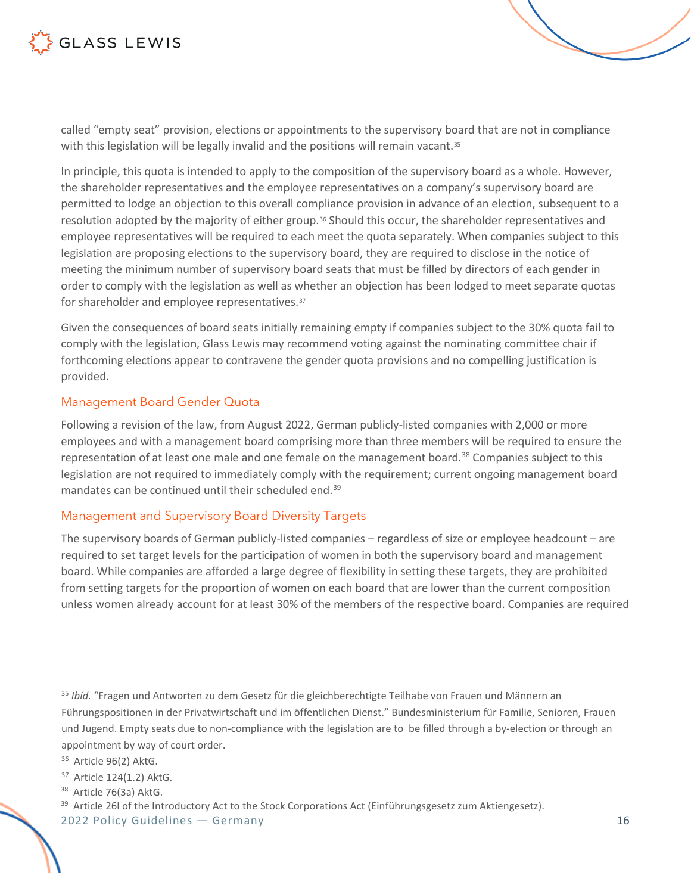called "empty seat" provision, elections or appointments to the supervisory board that are not in compliance with this legislation will be legally invalid and the positions will remain vacant.[35]

In principle, this quota is intended to apply to the composition of the supervisory board as a whole. However, the shareholder representatives and the employee representatives on a company's supervisory board are permitted to lodge an objection to this overall compliance provision in advance of an election, subsequent to a resolution adopted by the majority of either group.[36] Should this occur, the shareholder representatives and employee representatives will be required to each meet the quota separately. When companies subject to this legislation are proposing elections to the supervisory board, they are required to disclose in the notice of meeting the minimum number of supervisory board seats that must be filled by directors of each gender in order to comply with the legislation as well as whether an objection has been lodged to meet separate quotas for shareholder and employee representatives.[37]

Given the consequences of board seats initially remaining empty if companies subject to the 30% quota fail to comply with the legislation, Glass Lewis may recommend voting against the nominating committee chair if forthcoming elections appear to contravene the gender quota provisions and no compelling justification is provided.

### Management Board Gender Quota

Following a revision of the law, from August 2022, German publicly-listed companies with 2,000 or more employees and with a management board comprising more than three members will be required to ensure the representation of at least one male and one female on the management board.[38] Companies subject to this legislation are not required to immediately comply with the requirement; current ongoing management board mandates can be continued until their scheduled end.[39]

### Management and Supervisory Board Diversity Targets

The supervisory boards of German publicly-listed companies – regardless of size or employee headcount – are required to set target levels for the participation of women in both the supervisory board and management board. While companies are afforded a large degree of flexibility in setting these targets, they are prohibited from setting targets for the proportion of women on each board that are lower than the current composition unless women already account for at least 30% of the members of the respective board. Companies are required

---

[35] *Ibid.* "Fragen und Antworten zu dem Gesetz für die gleichberechtigte Teilhabe von Frauen und Männern an Führungspositionen in der Privatwirtschaft und im öffentlichen Dienst." Bundesministerium für Familie, Senioren, Frauen und Jugend. Empty seats due to non-compliance with the legislation are to be filled through a by-election or through an appointment by way of court order.

[36] Article 96(2) AktG.

[37] Article 124(1.2) AktG.

[38] Article 76(3a) AktG.

[39] Article 26l of the Introductory Act to the Stock Corporations Act (Einführungsgesetz zum Aktiengesetz).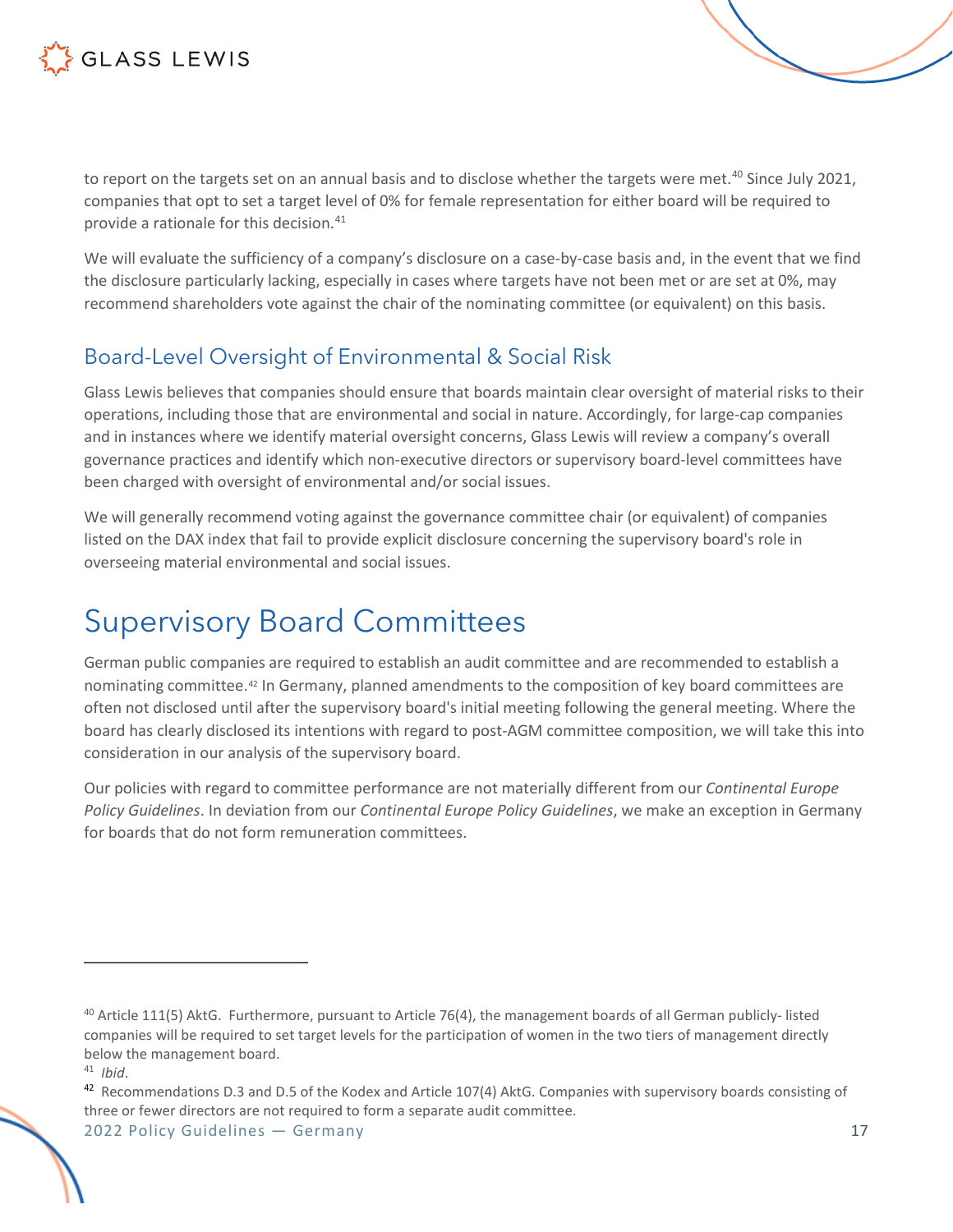to report on the targets set on an annual basis and to disclose whether the targets were met.[40] Since July 2021, companies that opt to set a target level of 0% for female representation for either board will be required to provide a rationale for this decision.[41]

We will evaluate the sufficiency of a company's disclosure on a case-by-case basis and, in the event that we find the disclosure particularly lacking, especially in cases where targets have not been met or are set at 0%, may recommend shareholders vote against the chair of the nominating committee (or equivalent) on this basis.

## Board-Level Oversight of Environmental & Social Risk

Glass Lewis believes that companies should ensure that boards maintain clear oversight of material risks to their operations, including those that are environmental and social in nature. Accordingly, for large-cap companies and in instances where we identify material oversight concerns, Glass Lewis will review a company's overall governance practices and identify which non-executive directors or supervisory board-level committees have been charged with oversight of environmental and/or social issues.

We will generally recommend voting against the governance committee chair (or equivalent) of companies listed on the DAX index that fail to provide explicit disclosure concerning the supervisory board's role in overseeing material environmental and social issues.

# Supervisory Board Committees

German public companies are required to establish an audit committee and are recommended to establish a nominating committee.[42] In Germany, planned amendments to the composition of key board committees are often not disclosed until after the supervisory board's initial meeting following the general meeting. Where the board has clearly disclosed its intentions with regard to post-AGM committee composition, we will take this into consideration in our analysis of the supervisory board.

Our policies with regard to committee performance are not materially different from our *Continental Europe Policy Guidelines*. In deviation from our *Continental Europe Policy Guidelines*, we make an exception in Germany for boards that do not form remuneration committees.

---

[40] Article 111(5) AktG. Furthermore, pursuant to Article 76(4), the management boards of all German publicly- listed companies will be required to set target levels for the participation of women in the two tiers of management directly below the management board.

[41] *Ibid*.

[42] Recommendations D.3 and D.5 of the Kodex and Article 107(4) AktG. Companies with supervisory boards consisting of three or fewer directors are not required to form a separate audit committee.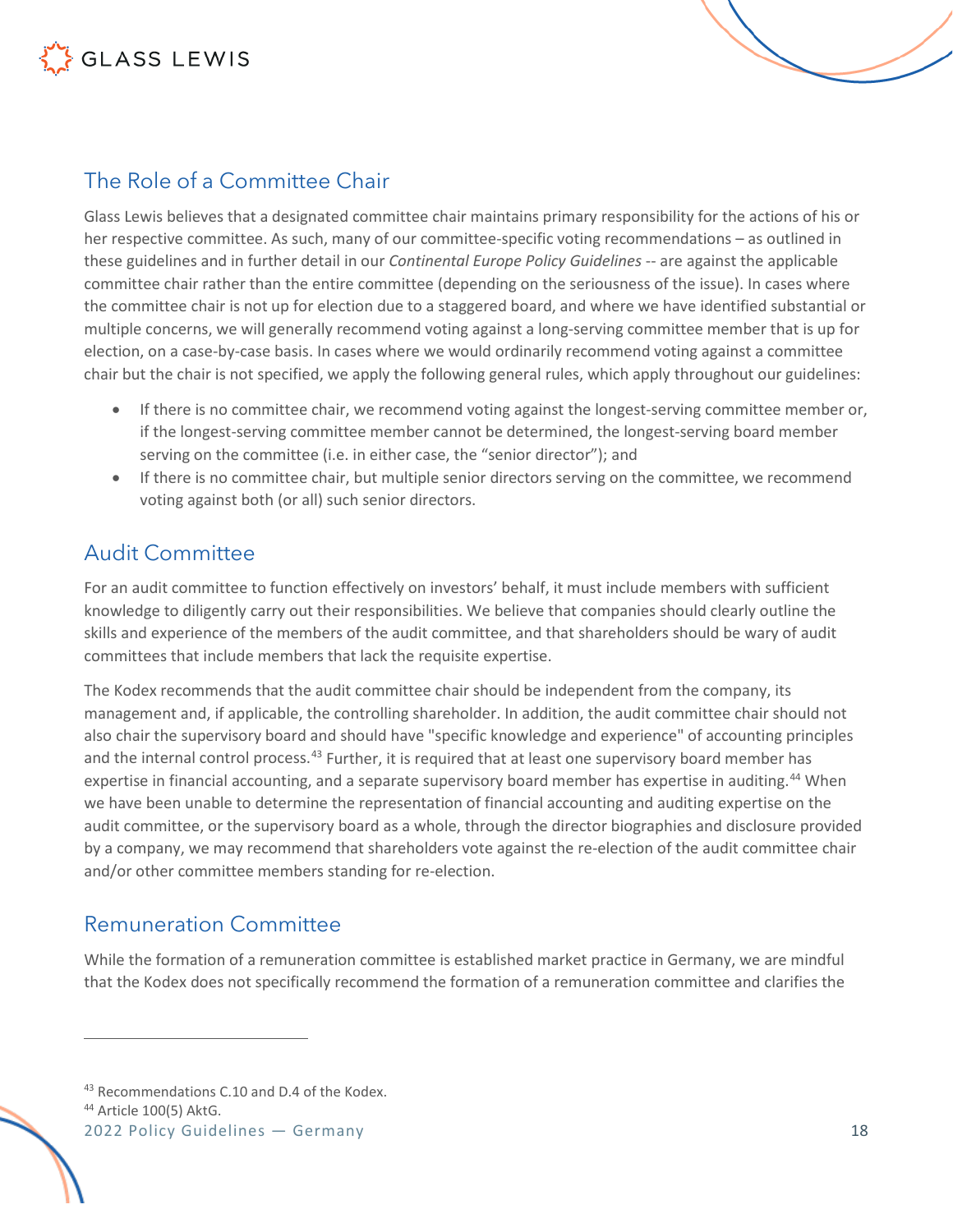## The Role of a Committee Chair

Glass Lewis believes that a designated committee chair maintains primary responsibility for the actions of his or her respective committee. As such, many of our committee-specific voting recommendations – as outlined in these guidelines and in further detail in our *Continental Europe Policy Guidelines* -- are against the applicable committee chair rather than the entire committee (depending on the seriousness of the issue). In cases where the committee chair is not up for election due to a staggered board, and where we have identified substantial or multiple concerns, we will generally recommend voting against a long-serving committee member that is up for election, on a case-by-case basis. In cases where we would ordinarily recommend voting against a committee chair but the chair is not specified, we apply the following general rules, which apply throughout our guidelines:

- If there is no committee chair, we recommend voting against the longest-serving committee member or, if the longest-serving committee member cannot be determined, the longest-serving board member serving on the committee (i.e. in either case, the "senior director"); and
- If there is no committee chair, but multiple senior directors serving on the committee, we recommend voting against both (or all) such senior directors.

## Audit Committee

For an audit committee to function effectively on investors' behalf, it must include members with sufficient knowledge to diligently carry out their responsibilities. We believe that companies should clearly outline the skills and experience of the members of the audit committee, and that shareholders should be wary of audit committees that include members that lack the requisite expertise.

The Kodex recommends that the audit committee chair should be independent from the company, its management and, if applicable, the controlling shareholder. In addition, the audit committee chair should not also chair the supervisory board and should have "specific knowledge and experience" of accounting principles and the internal control process.[43] Further, it is required that at least one supervisory board member has expertise in financial accounting, and a separate supervisory board member has expertise in auditing.[44] When we have been unable to determine the representation of financial accounting and auditing expertise on the audit committee, or the supervisory board as a whole, through the director biographies and disclosure provided by a company, we may recommend that shareholders vote against the re-election of the audit committee chair and/or other committee members standing for re-election.

## Remuneration Committee

While the formation of a remuneration committee is established market practice in Germany, we are mindful that the Kodex does not specifically recommend the formation of a remuneration committee and clarifies the

---

[43] Recommendations C.10 and D.4 of the Kodex.

[44] Article 100(5) AktG.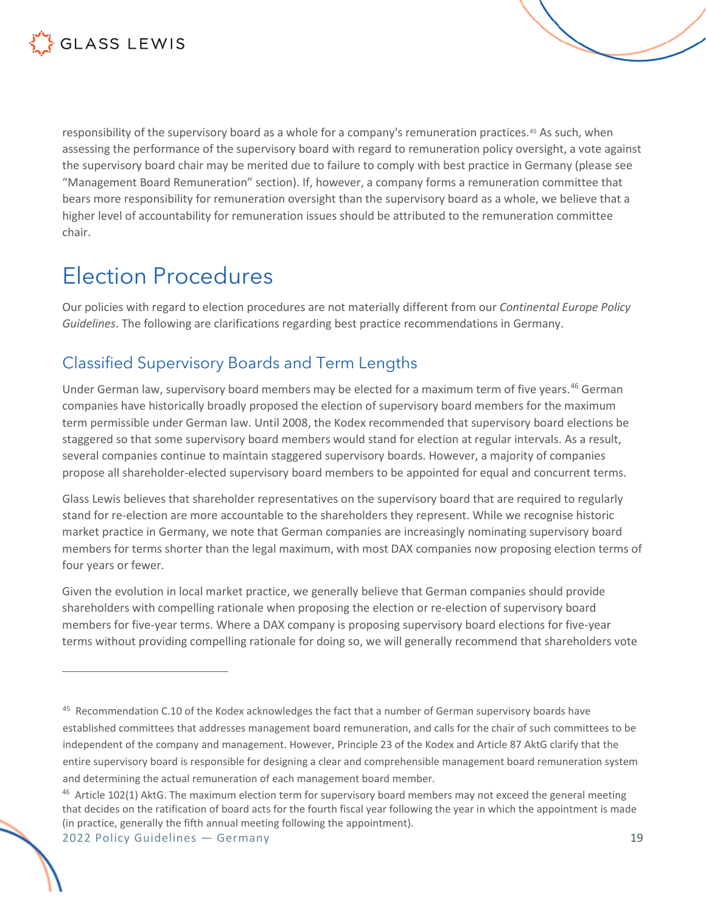responsibility of the supervisory board as a whole for a company's remuneration practices.[45] As such, when assessing the performance of the supervisory board with regard to remuneration policy oversight, a vote against the supervisory board chair may be merited due to failure to comply with best practice in Germany (please see "Management Board Remuneration" section). If, however, a company forms a remuneration committee that bears more responsibility for remuneration oversight than the supervisory board as a whole, we believe that a higher level of accountability for remuneration issues should be attributed to the remuneration committee chair.

# Election Procedures

Our policies with regard to election procedures are not materially different from our *Continental Europe Policy Guidelines*. The following are clarifications regarding best practice recommendations in Germany.

## Classified Supervisory Boards and Term Lengths

Under German law, supervisory board members may be elected for a maximum term of five years.[46] German companies have historically broadly proposed the election of supervisory board members for the maximum term permissible under German law. Until 2008, the Kodex recommended that supervisory board elections be staggered so that some supervisory board members would stand for election at regular intervals. As a result, several companies continue to maintain staggered supervisory boards. However, a majority of companies propose all shareholder-elected supervisory board members to be appointed for equal and concurrent terms.

Glass Lewis believes that shareholder representatives on the supervisory board that are required to regularly stand for re-election are more accountable to the shareholders they represent. While we recognise historic market practice in Germany, we note that German companies are increasingly nominating supervisory board members for terms shorter than the legal maximum, with most DAX companies now proposing election terms of four years or fewer.

Given the evolution in local market practice, we generally believe that German companies should provide shareholders with compelling rationale when proposing the election or re-election of supervisory board members for five-year terms. Where a DAX company is proposing supervisory board elections for five-year terms without providing compelling rationale for doing so, we will generally recommend that shareholders vote

---

[45] Recommendation C.10 of the Kodex acknowledges the fact that a number of German supervisory boards have established committees that addresses management board remuneration, and calls for the chair of such committees to be independent of the company and management. However, Principle 23 of the Kodex and Article 87 AktG clarify that the entire supervisory board is responsible for designing a clear and comprehensible management board remuneration system and determining the actual remuneration of each management board member.

[46] Article 102(1) AktG. The maximum election term for supervisory board members may not exceed the general meeting that decides on the ratification of board acts for the fourth fiscal year following the year in which the appointment is made (in practice, generally the fifth annual meeting following the appointment).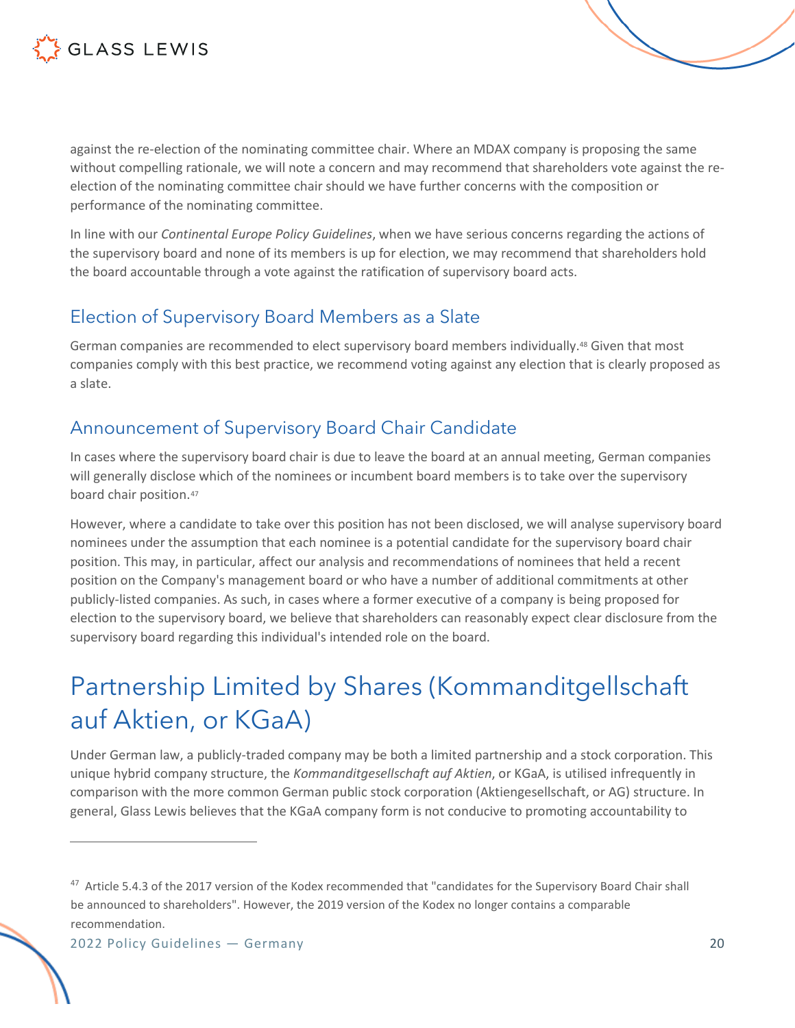against the re-election of the nominating committee chair. Where an MDAX company is proposing the same without compelling rationale, we will note a concern and may recommend that shareholders vote against the re-election of the nominating committee chair should we have further concerns with the composition or performance of the nominating committee.

In line with our *Continental Europe Policy Guidelines*, when we have serious concerns regarding the actions of the supervisory board and none of its members is up for election, we may recommend that shareholders hold the board accountable through a vote against the ratification of supervisory board acts.

## Election of Supervisory Board Members as a Slate

German companies are recommended to elect supervisory board members individually.[48] Given that most companies comply with this best practice, we recommend voting against any election that is clearly proposed as a slate.

## Announcement of Supervisory Board Chair Candidate

In cases where the supervisory board chair is due to leave the board at an annual meeting, German companies will generally disclose which of the nominees or incumbent board members is to take over the supervisory board chair position.[47]

However, where a candidate to take over this position has not been disclosed, we will analyse supervisory board nominees under the assumption that each nominee is a potential candidate for the supervisory board chair position. This may, in particular, affect our analysis and recommendations of nominees that held a recent position on the Company's management board or who have a number of additional commitments at other publicly-listed companies. As such, in cases where a former executive of a company is being proposed for election to the supervisory board, we believe that shareholders can reasonably expect clear disclosure from the supervisory board regarding this individual's intended role on the board.

# Partnership Limited by Shares (Kommanditgellschaft auf Aktien, or KGaA)

Under German law, a publicly-traded company may be both a limited partnership and a stock corporation. This unique hybrid company structure, the *Kommanditgesellschaft auf Aktien*, or KGaA, is utilised infrequently in comparison with the more common German public stock corporation (Aktiengesellschaft, or AG) structure. In general, Glass Lewis believes that the KGaA company form is not conducive to promoting accountability to

---

[47] Article 5.4.3 of the 2017 version of the Kodex recommended that "candidates for the Supervisory Board Chair shall be announced to shareholders". However, the 2019 version of the Kodex no longer contains a comparable recommendation.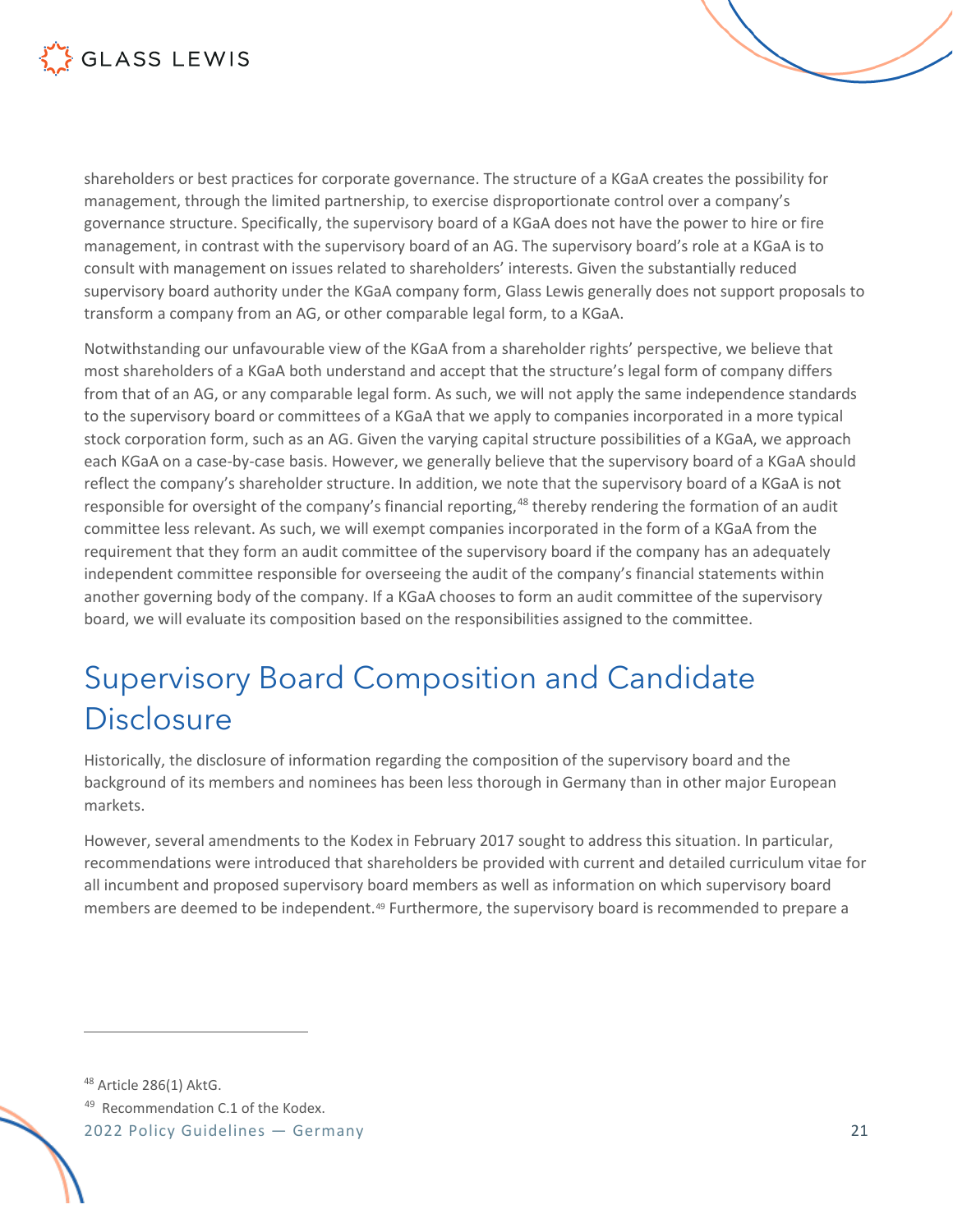shareholders or best practices for corporate governance. The structure of a KGaA creates the possibility for management, through the limited partnership, to exercise disproportionate control over a company's governance structure. Specifically, the supervisory board of a KGaA does not have the power to hire or fire management, in contrast with the supervisory board of an AG. The supervisory board's role at a KGaA is to consult with management on issues related to shareholders' interests. Given the substantially reduced supervisory board authority under the KGaA company form, Glass Lewis generally does not support proposals to transform a company from an AG, or other comparable legal form, to a KGaA.

Notwithstanding our unfavourable view of the KGaA from a shareholder rights' perspective, we believe that most shareholders of a KGaA both understand and accept that the structure's legal form of company differs from that of an AG, or any comparable legal form. As such, we will not apply the same independence standards to the supervisory board or committees of a KGaA that we apply to companies incorporated in a more typical stock corporation form, such as an AG. Given the varying capital structure possibilities of a KGaA, we approach each KGaA on a case-by-case basis. However, we generally believe that the supervisory board of a KGaA should reflect the company's shareholder structure. In addition, we note that the supervisory board of a KGaA is not responsible for oversight of the company's financial reporting,[48] thereby rendering the formation of an audit committee less relevant. As such, we will exempt companies incorporated in the form of a KGaA from the requirement that they form an audit committee of the supervisory board if the company has an adequately independent committee responsible for overseeing the audit of the company's financial statements within another governing body of the company. If a KGaA chooses to form an audit committee of the supervisory board, we will evaluate its composition based on the responsibilities assigned to the committee.

# Supervisory Board Composition and Candidate Disclosure

Historically, the disclosure of information regarding the composition of the supervisory board and the background of its members and nominees has been less thorough in Germany than in other major European markets.

However, several amendments to the Kodex in February 2017 sought to address this situation. In particular, recommendations were introduced that shareholders be provided with current and detailed curriculum vitae for all incumbent and proposed supervisory board members as well as information on which supervisory board members are deemed to be independent.[49] Furthermore, the supervisory board is recommended to prepare a

---

[48] Article 286(1) AktG.

[49] Recommendation C.1 of the Kodex.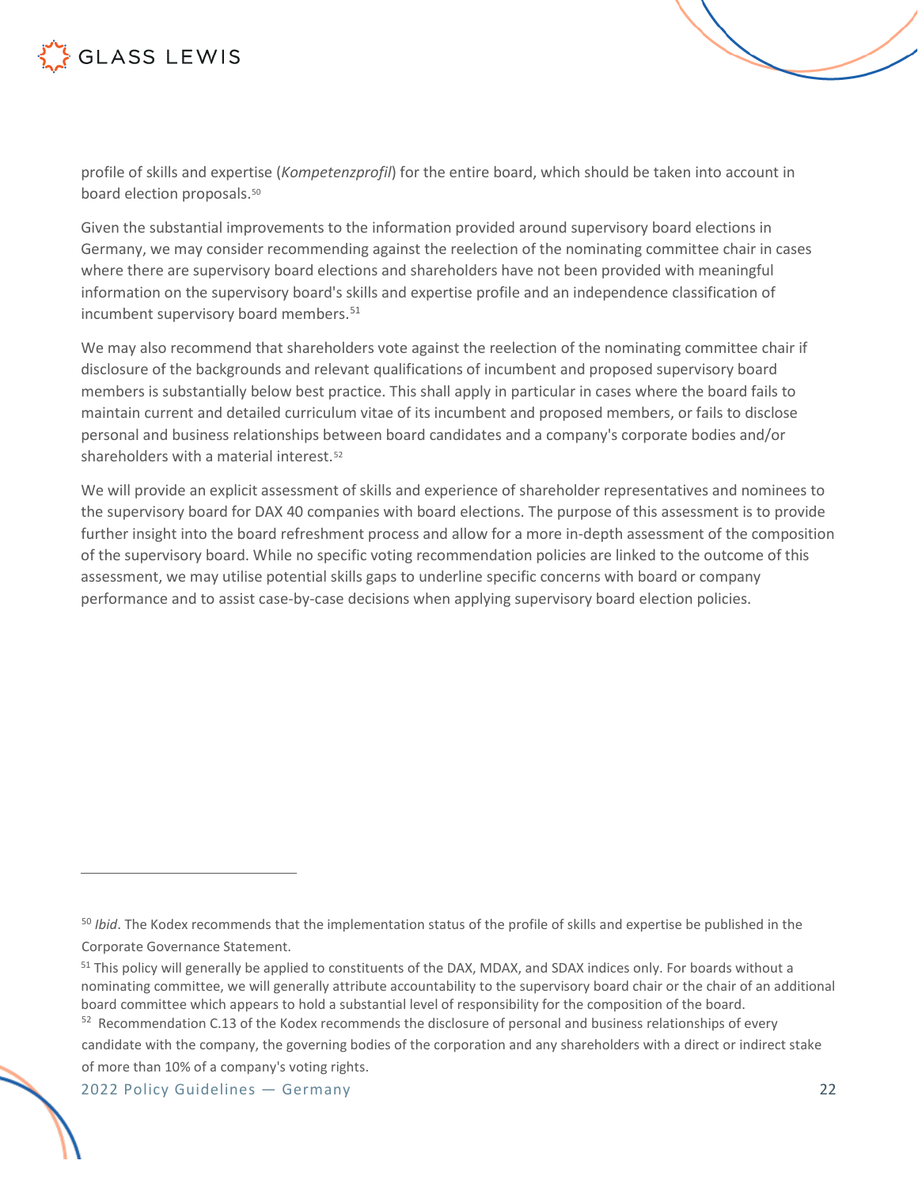profile of skills and expertise (*Kompetenzprofil*) for the entire board, which should be taken into account in board election proposals.[50]

Given the substantial improvements to the information provided around supervisory board elections in Germany, we may consider recommending against the reelection of the nominating committee chair in cases where there are supervisory board elections and shareholders have not been provided with meaningful information on the supervisory board's skills and expertise profile and an independence classification of incumbent supervisory board members.[51]

We may also recommend that shareholders vote against the reelection of the nominating committee chair if disclosure of the backgrounds and relevant qualifications of incumbent and proposed supervisory board members is substantially below best practice. This shall apply in particular in cases where the board fails to maintain current and detailed curriculum vitae of its incumbent and proposed members, or fails to disclose personal and business relationships between board candidates and a company's corporate bodies and/or shareholders with a material interest.[52]

We will provide an explicit assessment of skills and experience of shareholder representatives and nominees to the supervisory board for DAX 40 companies with board elections. The purpose of this assessment is to provide further insight into the board refreshment process and allow for a more in-depth assessment of the composition of the supervisory board. While no specific voting recommendation policies are linked to the outcome of this assessment, we may utilise potential skills gaps to underline specific concerns with board or company performance and to assist case-by-case decisions when applying supervisory board election policies.

---

[50] *Ibid*. The Kodex recommends that the implementation status of the profile of skills and expertise be published in the Corporate Governance Statement.

[51] This policy will generally be applied to constituents of the DAX, MDAX, and SDAX indices only. For boards without a nominating committee, we will generally attribute accountability to the supervisory board chair or the chair of an additional board committee which appears to hold a substantial level of responsibility for the composition of the board.

[52] Recommendation C.13 of the Kodex recommends the disclosure of personal and business relationships of every candidate with the company, the governing bodies of the corporation and any shareholders with a direct or indirect stake of more than 10% of a company's voting rights.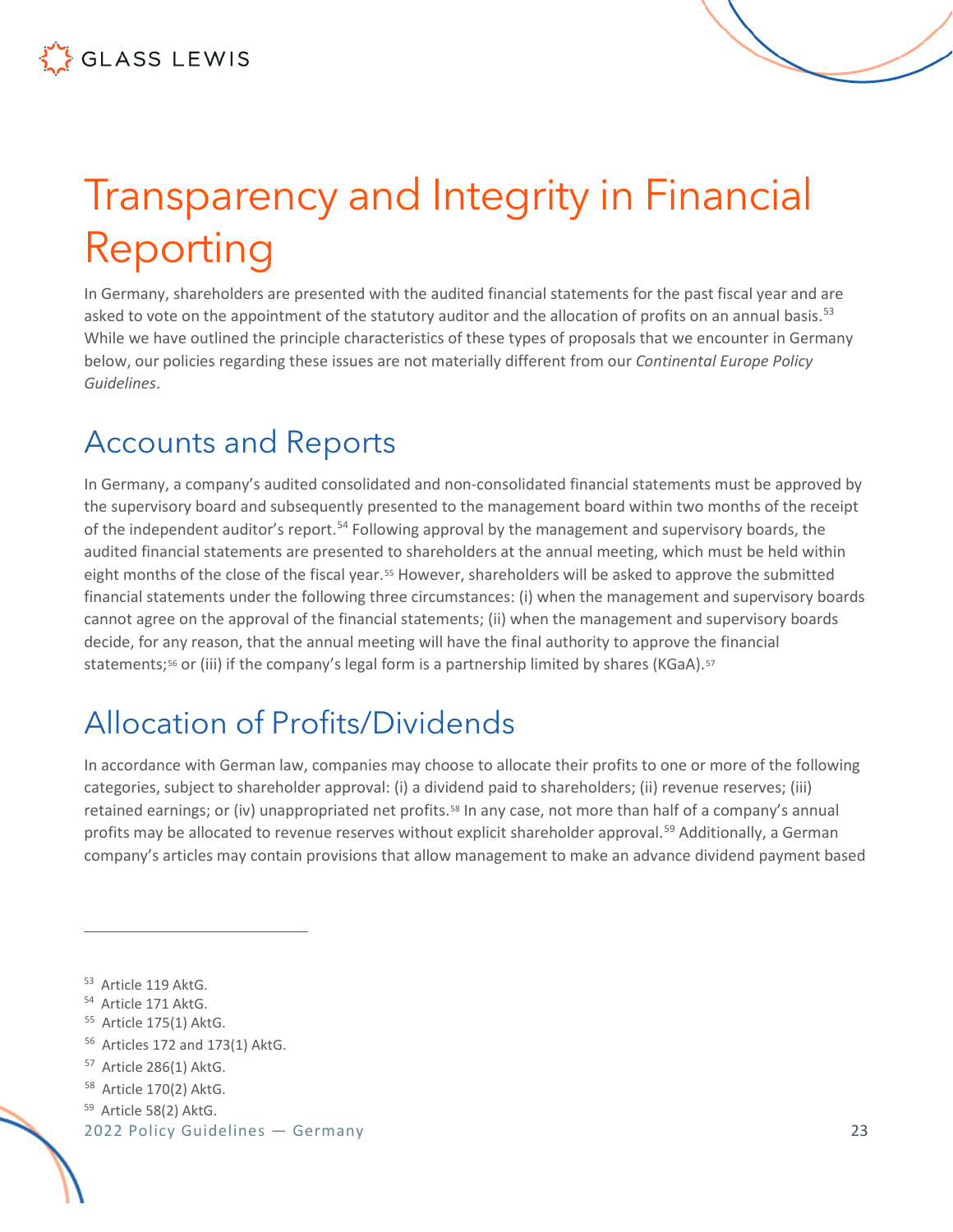# Transparency and Integrity in Financial Reporting

In Germany, shareholders are presented with the audited financial statements for the past fiscal year and are asked to vote on the appointment of the statutory auditor and the allocation of profits on an annual basis.[53] While we have outlined the principle characteristics of these types of proposals that we encounter in Germany below, our policies regarding these issues are not materially different from our *Continental Europe Policy Guidelines*.

## Accounts and Reports

In Germany, a company's audited consolidated and non-consolidated financial statements must be approved by the supervisory board and subsequently presented to the management board within two months of the receipt of the independent auditor's report.[54] Following approval by the management and supervisory boards, the audited financial statements are presented to shareholders at the annual meeting, which must be held within eight months of the close of the fiscal year.[55] However, shareholders will be asked to approve the submitted financial statements under the following three circumstances: (i) when the management and supervisory boards cannot agree on the approval of the financial statements; (ii) when the management and supervisory boards decide, for any reason, that the annual meeting will have the final authority to approve the financial statements;[56] or (iii) if the company's legal form is a partnership limited by shares (KGaA).[57]

## Allocation of Profits/Dividends

In accordance with German law, companies may choose to allocate their profits to one or more of the following categories, subject to shareholder approval: (i) a dividend paid to shareholders; (ii) revenue reserves; (iii) retained earnings; or (iv) unappropriated net profits.[58] In any case, not more than half of a company's annual profits may be allocated to revenue reserves without explicit shareholder approval.[59] Additionally, a German company's articles may contain provisions that allow management to make an advance dividend payment based

---

[53] Article 119 AktG.
[54] Article 171 AktG.
[55] Article 175(1) AktG.
[56] Articles 172 and 173(1) AktG.
[57] Article 286(1) AktG.
[58] Article 170(2) AktG.
[59] Article 58(2) AktG.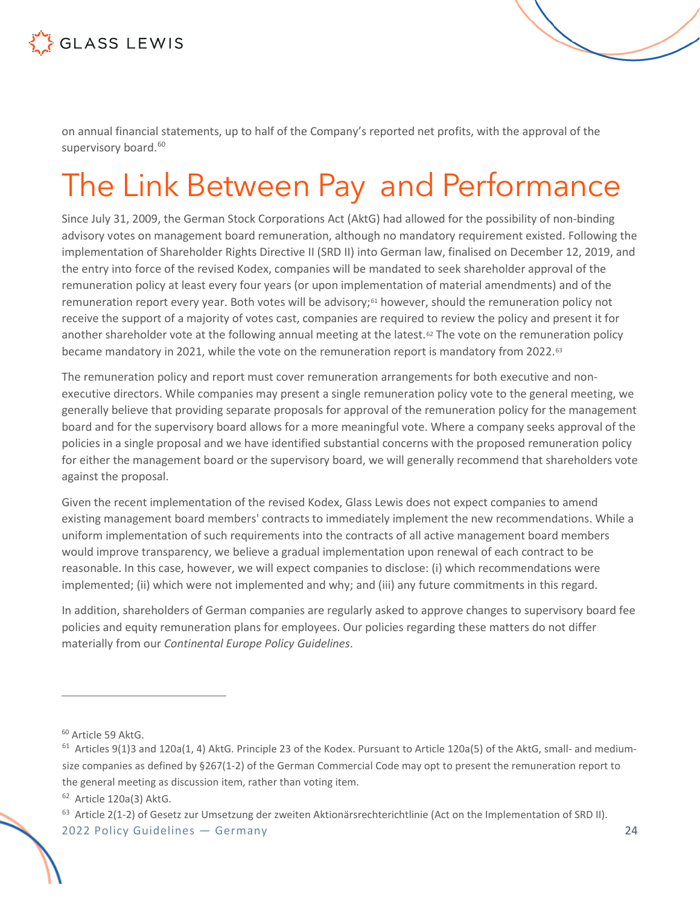on annual financial statements, up to half of the Company's reported net profits, with the approval of the supervisory board.[60]

# The Link Between Pay and Performance

Since July 31, 2009, the German Stock Corporations Act (AktG) had allowed for the possibility of non-binding advisory votes on management board remuneration, although no mandatory requirement existed. Following the implementation of Shareholder Rights Directive II (SRD II) into German law, finalised on December 12, 2019, and the entry into force of the revised Kodex, companies will be mandated to seek shareholder approval of the remuneration policy at least every four years (or upon implementation of material amendments) and of the remuneration report every year. Both votes will be advisory;[61] however, should the remuneration policy not receive the support of a majority of votes cast, companies are required to review the policy and present it for another shareholder vote at the following annual meeting at the latest.[62] The vote on the remuneration policy became mandatory in 2021, while the vote on the remuneration report is mandatory from 2022.[63]

The remuneration policy and report must cover remuneration arrangements for both executive and non-executive directors. While companies may present a single remuneration policy vote to the general meeting, we generally believe that providing separate proposals for approval of the remuneration policy for the management board and for the supervisory board allows for a more meaningful vote. Where a company seeks approval of the policies in a single proposal and we have identified substantial concerns with the proposed remuneration policy for either the management board or the supervisory board, we will generally recommend that shareholders vote against the proposal.

Given the recent implementation of the revised Kodex, Glass Lewis does not expect companies to amend existing management board members' contracts to immediately implement the new recommendations. While a uniform implementation of such requirements into the contracts of all active management board members would improve transparency, we believe a gradual implementation upon renewal of each contract to be reasonable. In this case, however, we will expect companies to disclose: (i) which recommendations were implemented; (ii) which were not implemented and why; and (iii) any future commitments in this regard.

In addition, shareholders of German companies are regularly asked to approve changes to supervisory board fee policies and equity remuneration plans for employees. Our policies regarding these matters do not differ materially from our *Continental Europe Policy Guidelines*.

---

[60] Article 59 AktG.

[61] Articles 9(1)3 and 120a(1, 4) AktG. Principle 23 of the Kodex. Pursuant to Article 120a(5) of the AktG, small- and medium-size companies as defined by §267(1-2) of the German Commercial Code may opt to present the remuneration report to the general meeting as discussion item, rather than voting item.

[62] Article 120a(3) AktG.

[63] Article 2(1-2) of Gesetz zur Umsetzung der zweiten Aktionärsrechterichtlinie (Act on the Implementation of SRD II).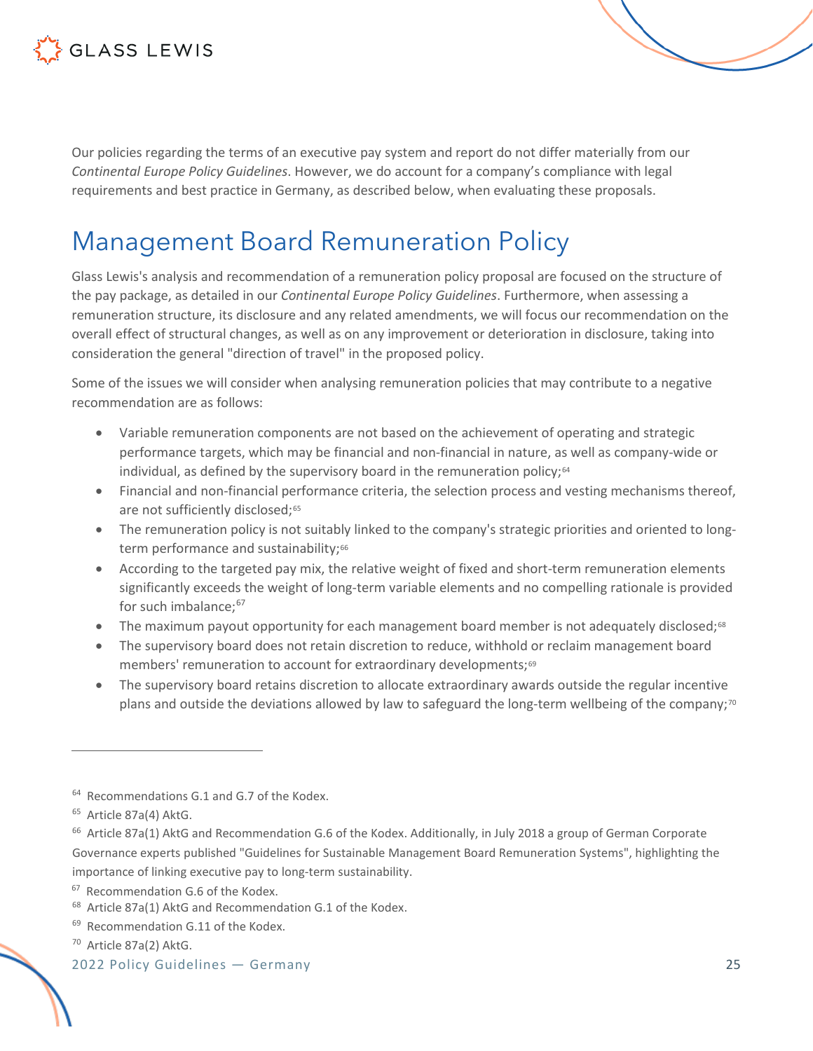Our policies regarding the terms of an executive pay system and report do not differ materially from our *Continental Europe Policy Guidelines*. However, we do account for a company's compliance with legal requirements and best practice in Germany, as described below, when evaluating these proposals.

# Management Board Remuneration Policy

Glass Lewis's analysis and recommendation of a remuneration policy proposal are focused on the structure of the pay package, as detailed in our *Continental Europe Policy Guidelines*. Furthermore, when assessing a remuneration structure, its disclosure and any related amendments, we will focus our recommendation on the overall effect of structural changes, as well as on any improvement or deterioration in disclosure, taking into consideration the general "direction of travel" in the proposed policy.

Some of the issues we will consider when analysing remuneration policies that may contribute to a negative recommendation are as follows:

- Variable remuneration components are not based on the achievement of operating and strategic performance targets, which may be financial and non-financial in nature, as well as company-wide or individual, as defined by the supervisory board in the remuneration policy;[64]
- Financial and non-financial performance criteria, the selection process and vesting mechanisms thereof, are not sufficiently disclosed;[65]
- The remuneration policy is not suitably linked to the company's strategic priorities and oriented to long-term performance and sustainability;[66]
- According to the targeted pay mix, the relative weight of fixed and short-term remuneration elements significantly exceeds the weight of long-term variable elements and no compelling rationale is provided for such imbalance;[67]
- The maximum payout opportunity for each management board member is not adequately disclosed;[68]
- The supervisory board does not retain discretion to reduce, withhold or reclaim management board members' remuneration to account for extraordinary developments;[69]
- The supervisory board retains discretion to allocate extraordinary awards outside the regular incentive plans and outside the deviations allowed by law to safeguard the long-term wellbeing of the company;[70]

---

[64] Recommendations G.1 and G.7 of the Kodex.

[65] Article 87a(4) AktG.

[66] Article 87a(1) AktG and Recommendation G.6 of the Kodex. Additionally, in July 2018 a group of German Corporate Governance experts published "Guidelines for Sustainable Management Board Remuneration Systems", highlighting the importance of linking executive pay to long-term sustainability.

[67] Recommendation G.6 of the Kodex.

[68] Article 87a(1) AktG and Recommendation G.1 of the Kodex.

[69] Recommendation G.11 of the Kodex.

[70] Article 87a(2) AktG.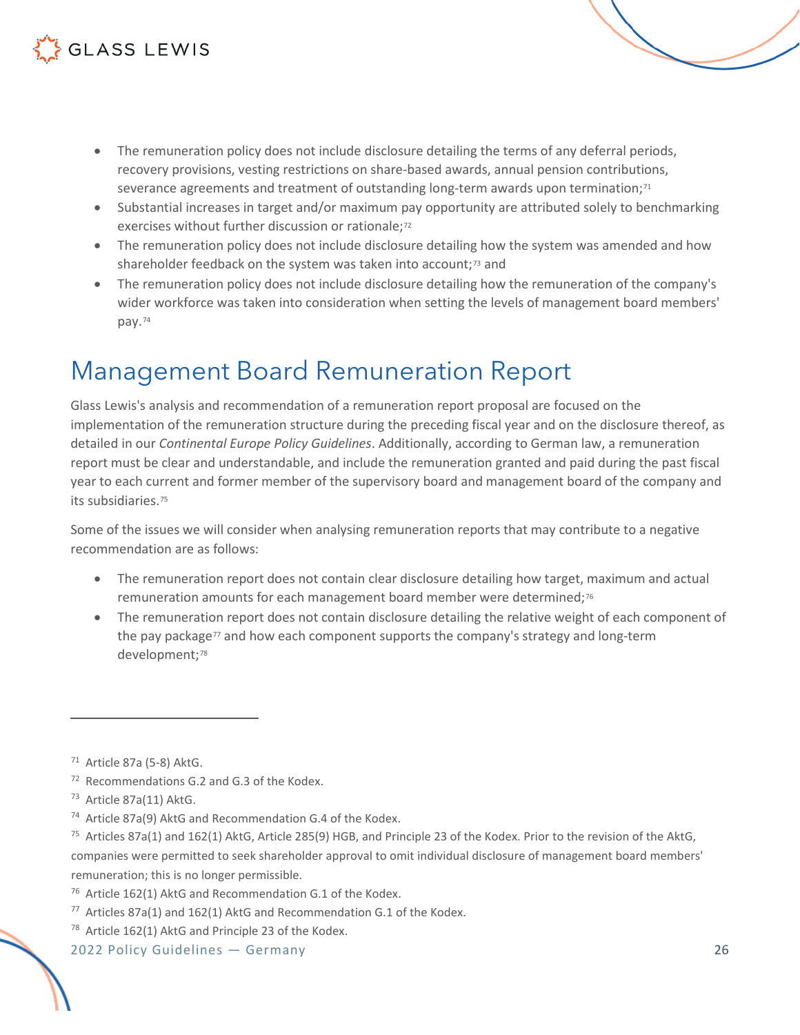- The remuneration policy does not include disclosure detailing the terms of any deferral periods, recovery provisions, vesting restrictions on share-based awards, annual pension contributions, severance agreements and treatment of outstanding long-term awards upon termination;[71]
- Substantial increases in target and/or maximum pay opportunity are attributed solely to benchmarking exercises without further discussion or rationale;[72]
- The remuneration policy does not include disclosure detailing how the system was amended and how shareholder feedback on the system was taken into account;[73] and
- The remuneration policy does not include disclosure detailing how the remuneration of the company's wider workforce was taken into consideration when setting the levels of management board members' pay.[74]

# Management Board Remuneration Report

Glass Lewis's analysis and recommendation of a remuneration report proposal are focused on the implementation of the remuneration structure during the preceding fiscal year and on the disclosure thereof, as detailed in our *Continental Europe Policy Guidelines*. Additionally, according to German law, a remuneration report must be clear and understandable, and include the remuneration granted and paid during the past fiscal year to each current and former member of the supervisory board and management board of the company and its subsidiaries.[75]

Some of the issues we will consider when analysing remuneration reports that may contribute to a negative recommendation are as follows:

- The remuneration report does not contain clear disclosure detailing how target, maximum and actual remuneration amounts for each management board member were determined;[76]
- The remuneration report does not contain disclosure detailing the relative weight of each component of the pay package[77] and how each component supports the company's strategy and long-term development;[78]

---

[71] Article 87a (5-8) AktG.

[72] Recommendations G.2 and G.3 of the Kodex.

[73] Article 87a(11) AktG.

[74] Article 87a(9) AktG and Recommendation G.4 of the Kodex.

[75] Articles 87a(1) and 162(1) AktG, Article 285(9) HGB, and Principle 23 of the Kodex. Prior to the revision of the AktG, companies were permitted to seek shareholder approval to omit individual disclosure of management board members' remuneration; this is no longer permissible.

[76] Article 162(1) AktG and Recommendation G.1 of the Kodex.

[77] Articles 87a(1) and 162(1) AktG and Recommendation G.1 of the Kodex.

[78] Article 162(1) AktG and Principle 23 of the Kodex.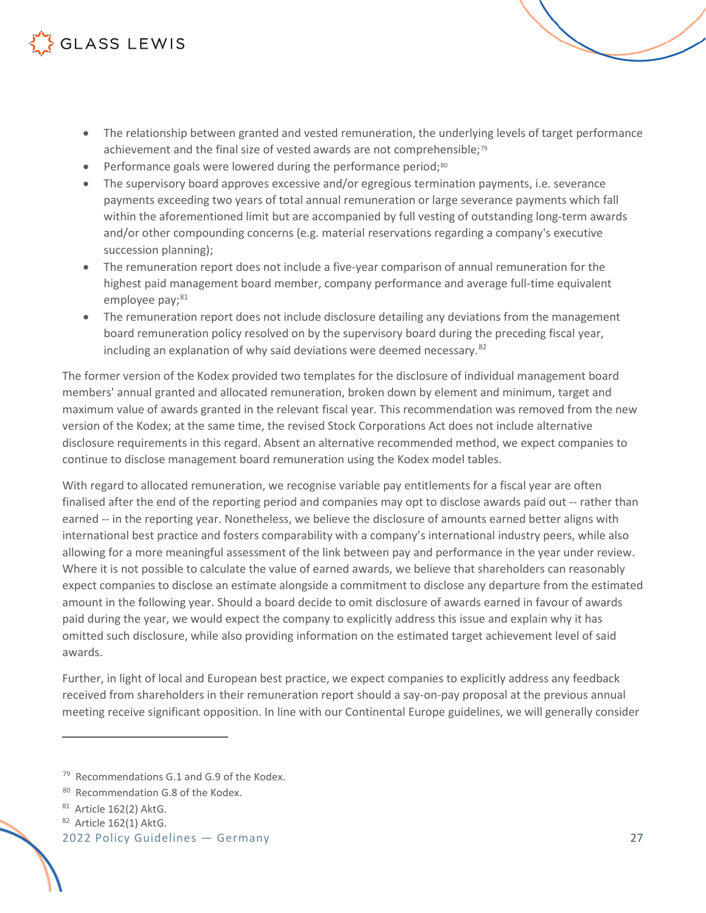- The relationship between granted and vested remuneration, the underlying levels of target performance achievement and the final size of vested awards are not comprehensible;[79]
- Performance goals were lowered during the performance period;[80]
- The supervisory board approves excessive and/or egregious termination payments, i.e. severance payments exceeding two years of total annual remuneration or large severance payments which fall within the aforementioned limit but are accompanied by full vesting of outstanding long-term awards and/or other compounding concerns (e.g. material reservations regarding a company's executive succession planning);
- The remuneration report does not include a five-year comparison of annual remuneration for the highest paid management board member, company performance and average full-time equivalent employee pay;[81]
- The remuneration report does not include disclosure detailing any deviations from the management board remuneration policy resolved on by the supervisory board during the preceding fiscal year, including an explanation of why said deviations were deemed necessary.[82]

The former version of the Kodex provided two templates for the disclosure of individual management board members' annual granted and allocated remuneration, broken down by element and minimum, target and maximum value of awards granted in the relevant fiscal year. This recommendation was removed from the new version of the Kodex; at the same time, the revised Stock Corporations Act does not include alternative disclosure requirements in this regard. Absent an alternative recommended method, we expect companies to continue to disclose management board remuneration using the Kodex model tables.

With regard to allocated remuneration, we recognise variable pay entitlements for a fiscal year are often finalised after the end of the reporting period and companies may opt to disclose awards paid out -- rather than earned -- in the reporting year. Nonetheless, we believe the disclosure of amounts earned better aligns with international best practice and fosters comparability with a company's international industry peers, while also allowing for a more meaningful assessment of the link between pay and performance in the year under review. Where it is not possible to calculate the value of earned awards, we believe that shareholders can reasonably expect companies to disclose an estimate alongside a commitment to disclose any departure from the estimated amount in the following year. Should a board decide to omit disclosure of awards earned in favour of awards paid during the year, we would expect the company to explicitly address this issue and explain why it has omitted such disclosure, while also providing information on the estimated target achievement level of said awards.

Further, in light of local and European best practice, we expect companies to explicitly address any feedback received from shareholders in their remuneration report should a say-on-pay proposal at the previous annual meeting receive significant opposition. In line with our Continental Europe guidelines, we will generally consider

---

[79] Recommendations G.1 and G.9 of the Kodex.

[80] Recommendation G.8 of the Kodex.

[81] Article 162(2) AktG.

[82] Article 162(1) AktG.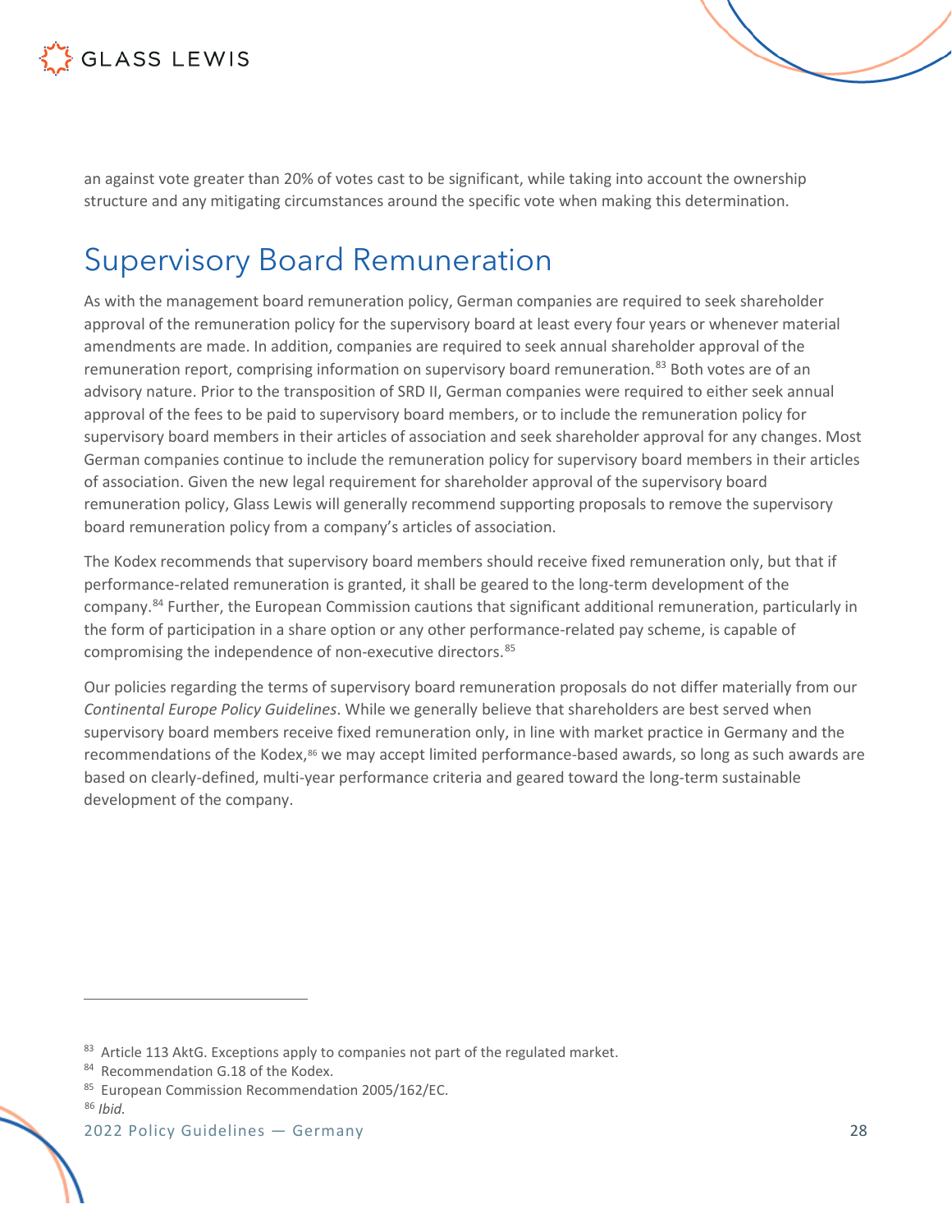an against vote greater than 20% of votes cast to be significant, while taking into account the ownership structure and any mitigating circumstances around the specific vote when making this determination.

## Supervisory Board Remuneration

As with the management board remuneration policy, German companies are required to seek shareholder approval of the remuneration policy for the supervisory board at least every four years or whenever material amendments are made. In addition, companies are required to seek annual shareholder approval of the remuneration report, comprising information on supervisory board remuneration.[83] Both votes are of an advisory nature. Prior to the transposition of SRD II, German companies were required to either seek annual approval of the fees to be paid to supervisory board members, or to include the remuneration policy for supervisory board members in their articles of association and seek shareholder approval for any changes. Most German companies continue to include the remuneration policy for supervisory board members in their articles of association. Given the new legal requirement for shareholder approval of the supervisory board remuneration policy, Glass Lewis will generally recommend supporting proposals to remove the supervisory board remuneration policy from a company's articles of association.

The Kodex recommends that supervisory board members should receive fixed remuneration only, but that if performance-related remuneration is granted, it shall be geared to the long-term development of the company.[84] Further, the European Commission cautions that significant additional remuneration, particularly in the form of participation in a share option or any other performance-related pay scheme, is capable of compromising the independence of non-executive directors.[85]

Our policies regarding the terms of supervisory board remuneration proposals do not differ materially from our *Continental Europe Policy Guidelines*. While we generally believe that shareholders are best served when supervisory board members receive fixed remuneration only, in line with market practice in Germany and the recommendations of the Kodex,[86] we may accept limited performance-based awards, so long as such awards are based on clearly-defined, multi-year performance criteria and geared toward the long-term sustainable development of the company.

---

[83] Article 113 AktG. Exceptions apply to companies not part of the regulated market.

[84] Recommendation G.18 of the Kodex.

[85] European Commission Recommendation 2005/162/EC.

[86] *Ibid.*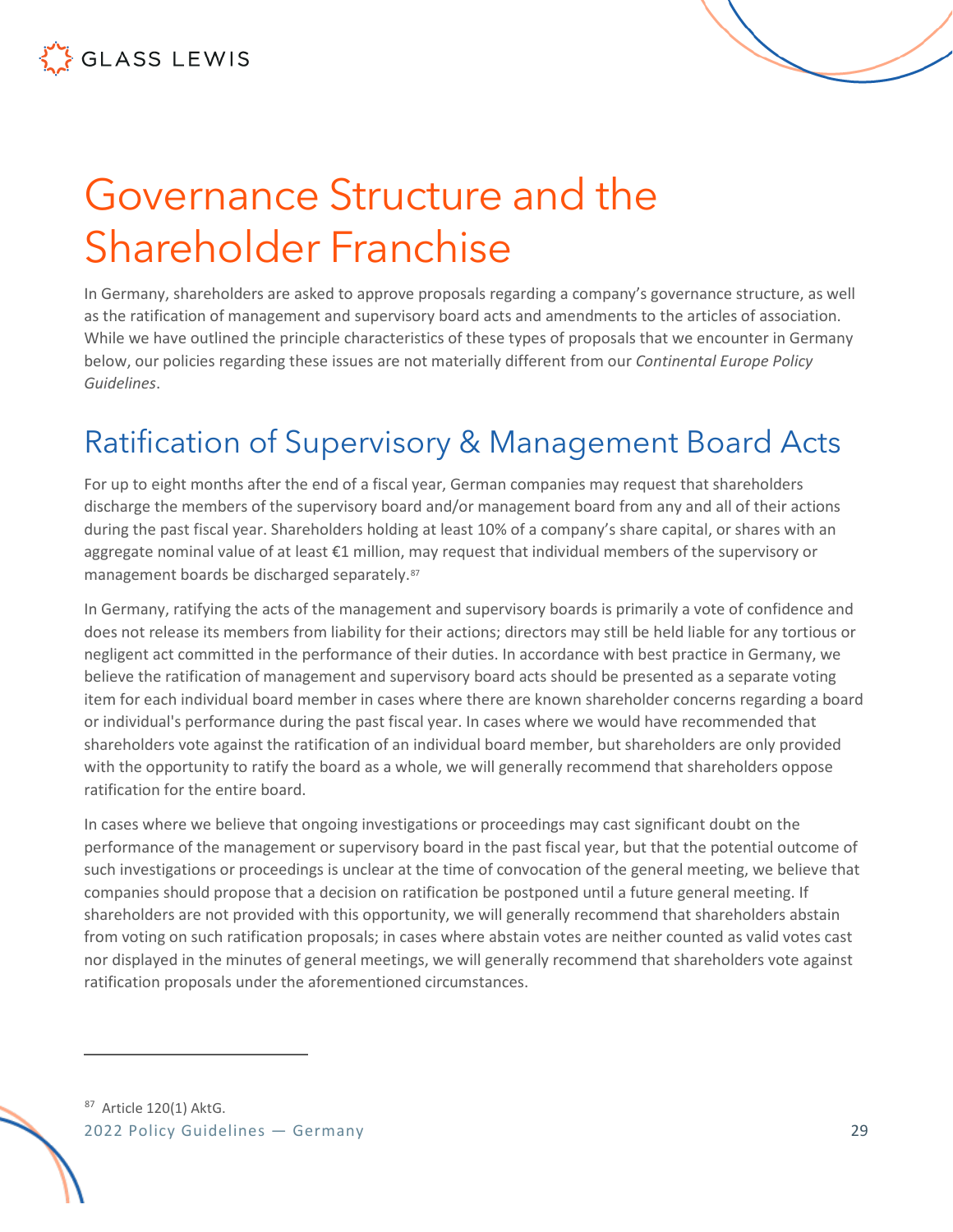# Governance Structure and the Shareholder Franchise

In Germany, shareholders are asked to approve proposals regarding a company's governance structure, as well as the ratification of management and supervisory board acts and amendments to the articles of association. While we have outlined the principle characteristics of these types of proposals that we encounter in Germany below, our policies regarding these issues are not materially different from our *Continental Europe Policy Guidelines*.

## Ratification of Supervisory & Management Board Acts

For up to eight months after the end of a fiscal year, German companies may request that shareholders discharge the members of the supervisory board and/or management board from any and all of their actions during the past fiscal year. Shareholders holding at least 10% of a company's share capital, or shares with an aggregate nominal value of at least €1 million, may request that individual members of the supervisory or management boards be discharged separately.[87]

In Germany, ratifying the acts of the management and supervisory boards is primarily a vote of confidence and does not release its members from liability for their actions; directors may still be held liable for any tortious or negligent act committed in the performance of their duties. In accordance with best practice in Germany, we believe the ratification of management and supervisory board acts should be presented as a separate voting item for each individual board member in cases where there are known shareholder concerns regarding a board or individual's performance during the past fiscal year. In cases where we would have recommended that shareholders vote against the ratification of an individual board member, but shareholders are only provided with the opportunity to ratify the board as a whole, we will generally recommend that shareholders oppose ratification for the entire board.

In cases where we believe that ongoing investigations or proceedings may cast significant doubt on the performance of the management or supervisory board in the past fiscal year, but that the potential outcome of such investigations or proceedings is unclear at the time of convocation of the general meeting, we believe that companies should propose that a decision on ratification be postponed until a future general meeting. If shareholders are not provided with this opportunity, we will generally recommend that shareholders abstain from voting on such ratification proposals; in cases where abstain votes are neither counted as valid votes cast nor displayed in the minutes of general meetings, we will generally recommend that shareholders vote against ratification proposals under the aforementioned circumstances.

---

[87] Article 120(1) AktG.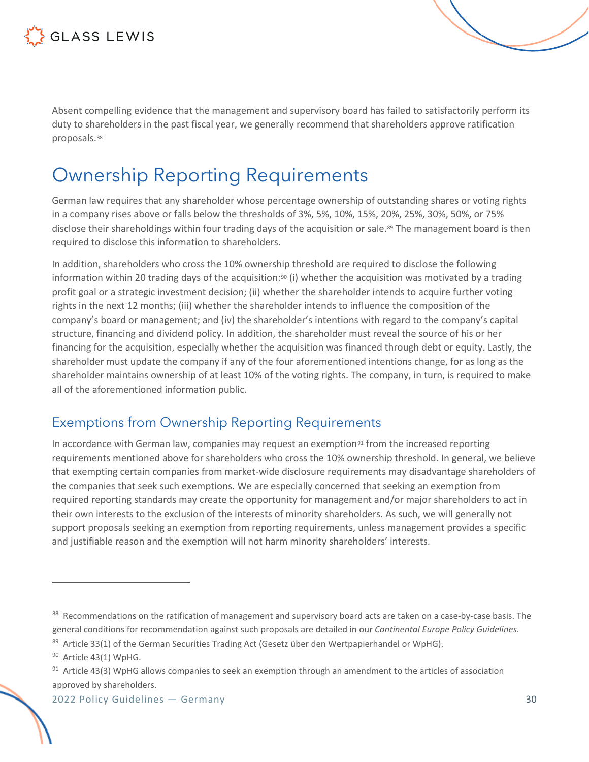Absent compelling evidence that the management and supervisory board has failed to satisfactorily perform its duty to shareholders in the past fiscal year, we generally recommend that shareholders approve ratification proposals.[88]

# Ownership Reporting Requirements

German law requires that any shareholder whose percentage ownership of outstanding shares or voting rights in a company rises above or falls below the thresholds of 3%, 5%, 10%, 15%, 20%, 25%, 30%, 50%, or 75% disclose their shareholdings within four trading days of the acquisition or sale.[89] The management board is then required to disclose this information to shareholders.

In addition, shareholders who cross the 10% ownership threshold are required to disclose the following information within 20 trading days of the acquisition:[90] (i) whether the acquisition was motivated by a trading profit goal or a strategic investment decision; (ii) whether the shareholder intends to acquire further voting rights in the next 12 months; (iii) whether the shareholder intends to influence the composition of the company's board or management; and (iv) the shareholder's intentions with regard to the company's capital structure, financing and dividend policy. In addition, the shareholder must reveal the source of his or her financing for the acquisition, especially whether the acquisition was financed through debt or equity. Lastly, the shareholder must update the company if any of the four aforementioned intentions change, for as long as the shareholder maintains ownership of at least 10% of the voting rights. The company, in turn, is required to make all of the aforementioned information public.

## Exemptions from Ownership Reporting Requirements

In accordance with German law, companies may request an exemption[91] from the increased reporting requirements mentioned above for shareholders who cross the 10% ownership threshold. In general, we believe that exempting certain companies from market-wide disclosure requirements may disadvantage shareholders of the companies that seek such exemptions. We are especially concerned that seeking an exemption from required reporting standards may create the opportunity for management and/or major shareholders to act in their own interests to the exclusion of the interests of minority shareholders. As such, we will generally not support proposals seeking an exemption from reporting requirements, unless management provides a specific and justifiable reason and the exemption will not harm minority shareholders' interests.

---

[88] Recommendations on the ratification of management and supervisory board acts are taken on a case-by-case basis. The general conditions for recommendation against such proposals are detailed in our *Continental Europe Policy Guidelines*.

[89] Article 33(1) of the German Securities Trading Act (Gesetz über den Wertpapierhandel or WpHG).

[90] Article 43(1) WpHG.

[91] Article 43(3) WpHG allows companies to seek an exemption through an amendment to the articles of association approved by shareholders.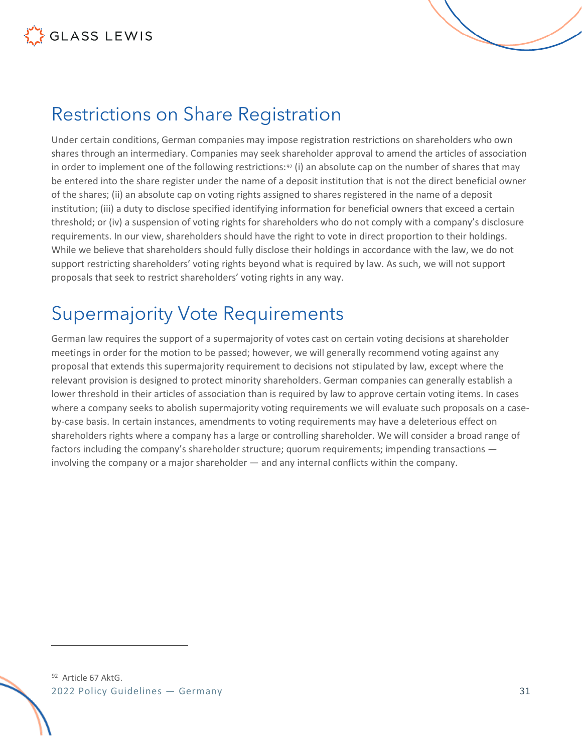## Restrictions on Share Registration

Under certain conditions, German companies may impose registration restrictions on shareholders who own shares through an intermediary. Companies may seek shareholder approval to amend the articles of association in order to implement one of the following restrictions:[92] (i) an absolute cap on the number of shares that may be entered into the share register under the name of a deposit institution that is not the direct beneficial owner of the shares; (ii) an absolute cap on voting rights assigned to shares registered in the name of a deposit institution; (iii) a duty to disclose specified identifying information for beneficial owners that exceed a certain threshold; or (iv) a suspension of voting rights for shareholders who do not comply with a company's disclosure requirements. In our view, shareholders should have the right to vote in direct proportion to their holdings. While we believe that shareholders should fully disclose their holdings in accordance with the law, we do not support restricting shareholders' voting rights beyond what is required by law. As such, we will not support proposals that seek to restrict shareholders' voting rights in any way.

## Supermajority Vote Requirements

German law requires the support of a supermajority of votes cast on certain voting decisions at shareholder meetings in order for the motion to be passed; however, we will generally recommend voting against any proposal that extends this supermajority requirement to decisions not stipulated by law, except where the relevant provision is designed to protect minority shareholders. German companies can generally establish a lower threshold in their articles of association than is required by law to approve certain voting items. In cases where a company seeks to abolish supermajority voting requirements we will evaluate such proposals on a case-by-case basis. In certain instances, amendments to voting requirements may have a deleterious effect on shareholders rights where a company has a large or controlling shareholder. We will consider a broad range of factors including the company's shareholder structure; quorum requirements; impending transactions — involving the company or a major shareholder — and any internal conflicts within the company.

[92] Article 67 AktG.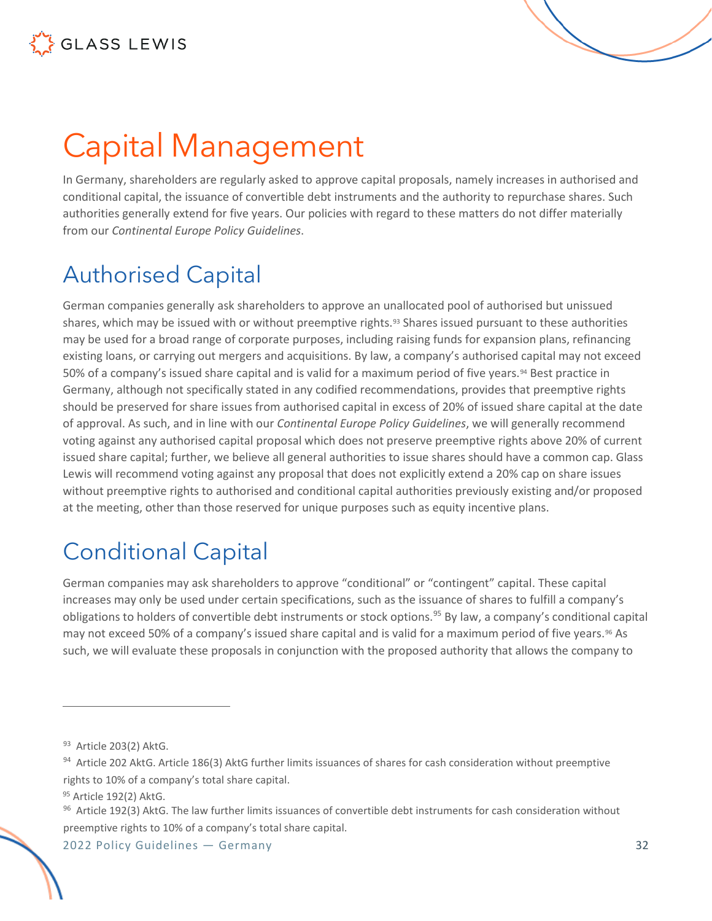# Capital Management

In Germany, shareholders are regularly asked to approve capital proposals, namely increases in authorised and conditional capital, the issuance of convertible debt instruments and the authority to repurchase shares. Such authorities generally extend for five years. Our policies with regard to these matters do not differ materially from our *Continental Europe Policy Guidelines*.

## Authorised Capital

German companies generally ask shareholders to approve an unallocated pool of authorised but unissued shares, which may be issued with or without preemptive rights.[93] Shares issued pursuant to these authorities may be used for a broad range of corporate purposes, including raising funds for expansion plans, refinancing existing loans, or carrying out mergers and acquisitions. By law, a company's authorised capital may not exceed 50% of a company's issued share capital and is valid for a maximum period of five years.[94] Best practice in Germany, although not specifically stated in any codified recommendations, provides that preemptive rights should be preserved for share issues from authorised capital in excess of 20% of issued share capital at the date of approval. As such, and in line with our *Continental Europe Policy Guidelines*, we will generally recommend voting against any authorised capital proposal which does not preserve preemptive rights above 20% of current issued share capital; further, we believe all general authorities to issue shares should have a common cap. Glass Lewis will recommend voting against any proposal that does not explicitly extend a 20% cap on share issues without preemptive rights to authorised and conditional capital authorities previously existing and/or proposed at the meeting, other than those reserved for unique purposes such as equity incentive plans.

## Conditional Capital

German companies may ask shareholders to approve "conditional" or "contingent" capital. These capital increases may only be used under certain specifications, such as the issuance of shares to fulfill a company's obligations to holders of convertible debt instruments or stock options.[95] By law, a company's conditional capital may not exceed 50% of a company's issued share capital and is valid for a maximum period of five years.[96] As such, we will evaluate these proposals in conjunction with the proposed authority that allows the company to

---

[93] Article 203(2) AktG.

[94] Article 202 AktG. Article 186(3) AktG further limits issuances of shares for cash consideration without preemptive rights to 10% of a company's total share capital.

[95] Article 192(2) AktG.

[96] Article 192(3) AktG. The law further limits issuances of convertible debt instruments for cash consideration without preemptive rights to 10% of a company's total share capital.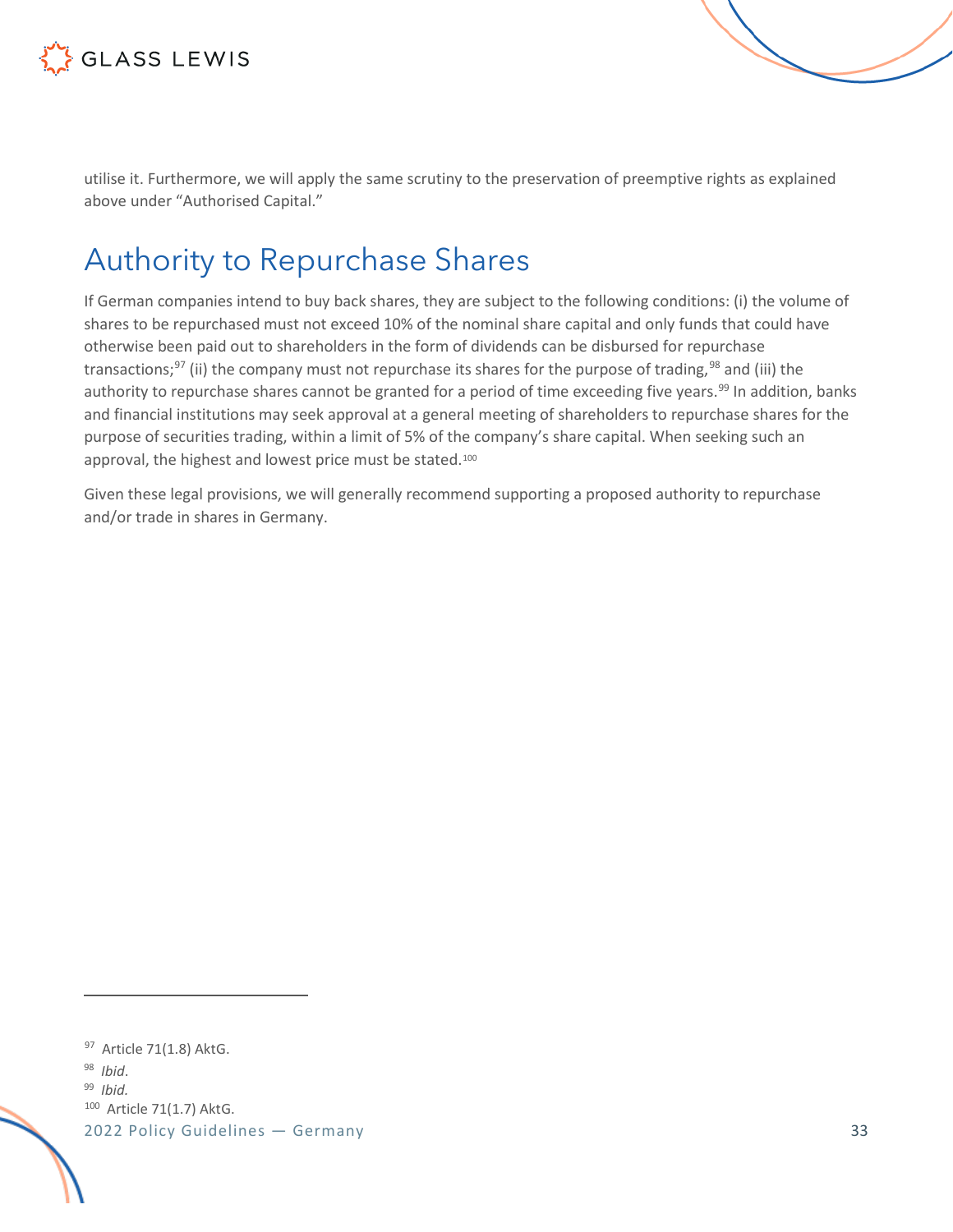utilise it. Furthermore, we will apply the same scrutiny to the preservation of preemptive rights as explained above under "Authorised Capital."

## Authority to Repurchase Shares

If German companies intend to buy back shares, they are subject to the following conditions: (i) the volume of shares to be repurchased must not exceed 10% of the nominal share capital and only funds that could have otherwise been paid out to shareholders in the form of dividends can be disbursed for repurchase transactions;[97] (ii) the company must not repurchase its shares for the purpose of trading,[98] and (iii) the authority to repurchase shares cannot be granted for a period of time exceeding five years.[99] In addition, banks and financial institutions may seek approval at a general meeting of shareholders to repurchase shares for the purpose of securities trading, within a limit of 5% of the company's share capital. When seeking such an approval, the highest and lowest price must be stated.[100]

Given these legal provisions, we will generally recommend supporting a proposed authority to repurchase and/or trade in shares in Germany.

---

[97] Article 71(1.8) AktG.

[98] *Ibid*.

[99] *Ibid.*

[100] Article 71(1.7) AktG.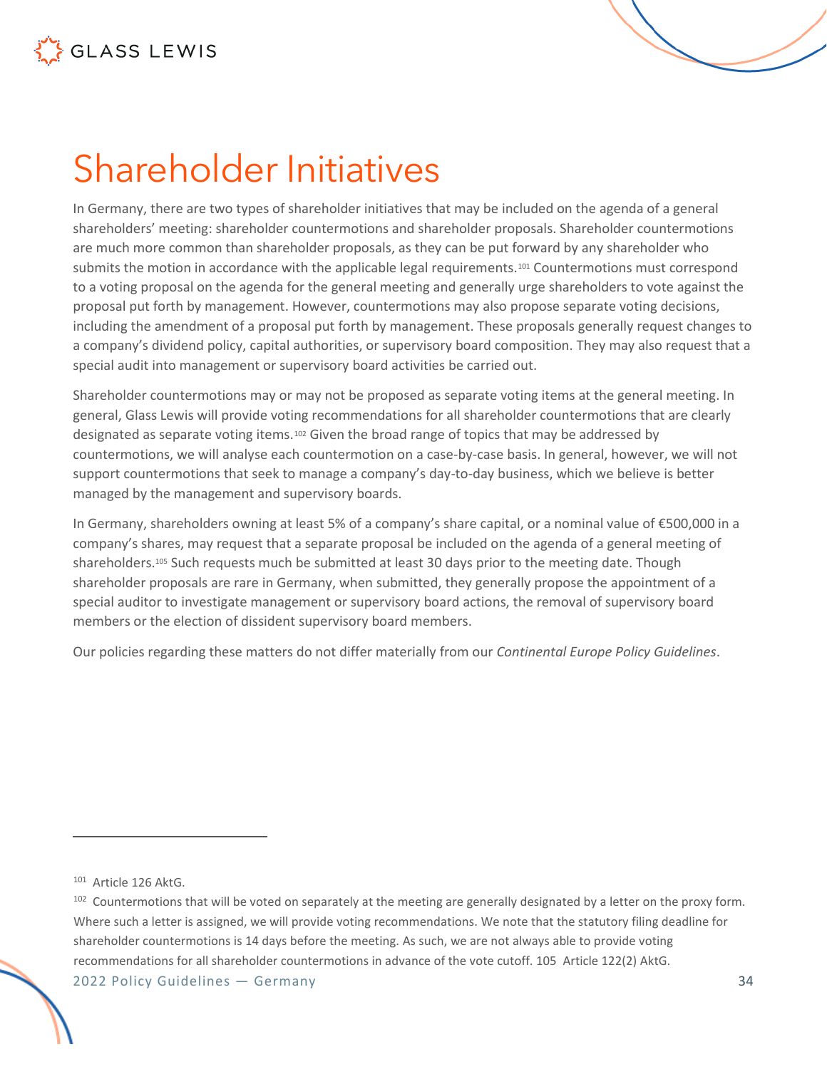# Shareholder Initiatives

In Germany, there are two types of shareholder initiatives that may be included on the agenda of a general shareholders' meeting: shareholder countermotions and shareholder proposals. Shareholder countermotions are much more common than shareholder proposals, as they can be put forward by any shareholder who submits the motion in accordance with the applicable legal requirements.[101] Countermotions must correspond to a voting proposal on the agenda for the general meeting and generally urge shareholders to vote against the proposal put forth by management. However, countermotions may also propose separate voting decisions, including the amendment of a proposal put forth by management. These proposals generally request changes to a company's dividend policy, capital authorities, or supervisory board composition. They may also request that a special audit into management or supervisory board activities be carried out.

Shareholder countermotions may or may not be proposed as separate voting items at the general meeting. In general, Glass Lewis will provide voting recommendations for all shareholder countermotions that are clearly designated as separate voting items.[102] Given the broad range of topics that may be addressed by countermotions, we will analyse each countermotion on a case-by-case basis. In general, however, we will not support countermotions that seek to manage a company's day-to-day business, which we believe is better managed by the management and supervisory boards.

In Germany, shareholders owning at least 5% of a company's share capital, or a nominal value of €500,000 in a company's shares, may request that a separate proposal be included on the agenda of a general meeting of shareholders.[105] Such requests much be submitted at least 30 days prior to the meeting date. Though shareholder proposals are rare in Germany, when submitted, they generally propose the appointment of a special auditor to investigate management or supervisory board actions, the removal of supervisory board members or the election of dissident supervisory board members.

Our policies regarding these matters do not differ materially from our *Continental Europe Policy Guidelines*.

---

[101] Article 126 AktG.

[102] Countermotions that will be voted on separately at the meeting are generally designated by a letter on the proxy form. Where such a letter is assigned, we will provide voting recommendations. We note that the statutory filing deadline for shareholder countermotions is 14 days before the meeting. As such, we are not always able to provide voting recommendations for all shareholder countermotions in advance of the vote cutoff.

[105] Article 122(2) AktG.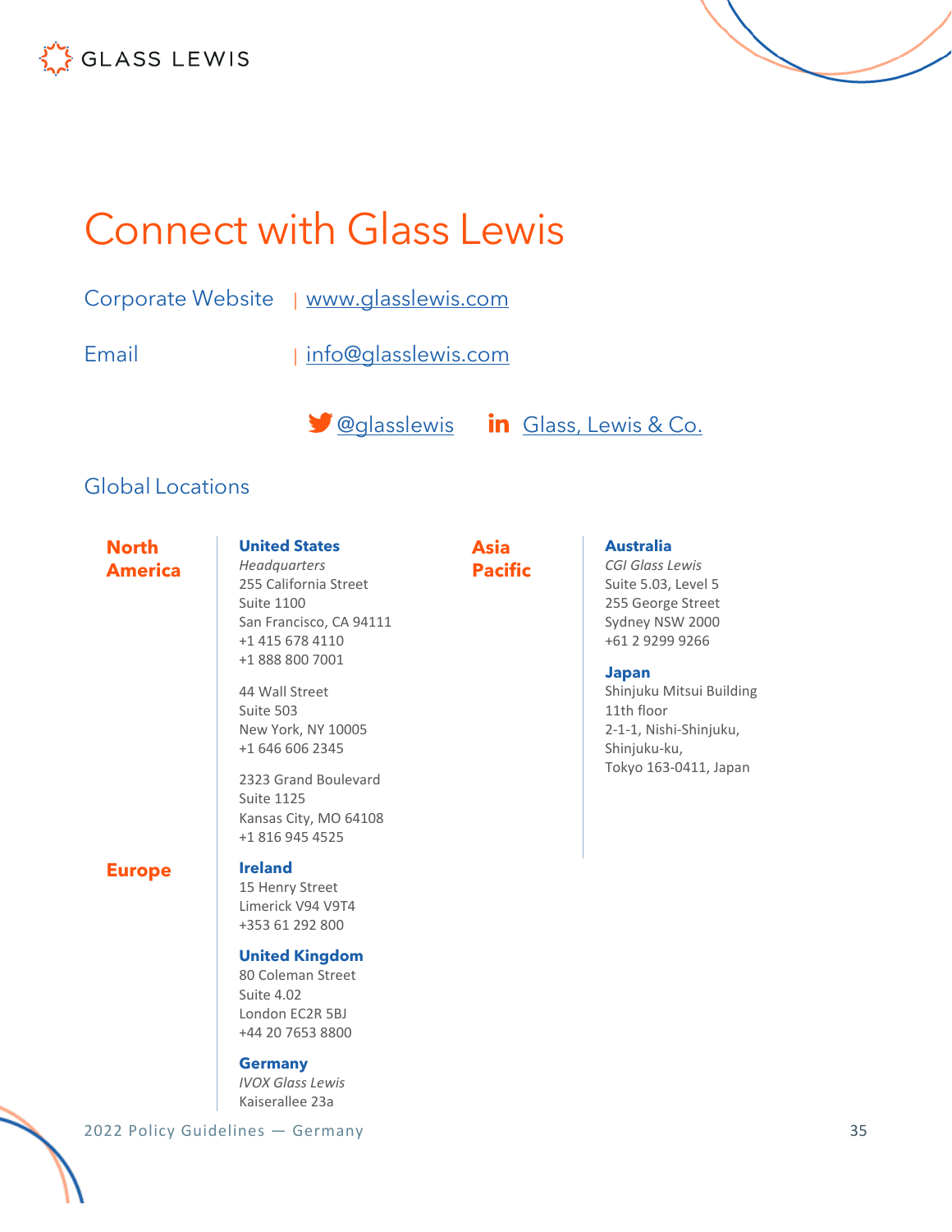# Connect with Glass Lewis

Corporate Website | www.glasslewis.com

Email | info@glasslewis.com

@glasslewis    Glass, Lewis & Co.

## Global Locations

### North America

**United States**
*Headquarters*
255 California Street
Suite 1100
San Francisco, CA 94111
+1 415 678 4110
+1 888 800 7001

44 Wall Street
Suite 503
New York, NY 10005
+1 646 606 2345

2323 Grand Boulevard
Suite 1125
Kansas City, MO 64108
+1 816 945 4525

### Europe

**Ireland**
15 Henry Street
Limerick V94 V9T4
+353 61 292 800

**United Kingdom**
80 Coleman Street
Suite 4.02
London EC2R 5BJ
+44 20 7653 8800

**Germany**
*IVOX Glass Lewis*
Kaiserallee 23a

### Asia Pacific

**Australia**
*CGI Glass Lewis*
Suite 5.03, Level 5
255 George Street
Sydney NSW 2000
+61 2 9299 9266

**Japan**
Shinjuku Mitsui Building
11th floor
2-1-1, Nishi-Shinjuku,
Shinjuku-ku,
Tokyo 163-0411, Japan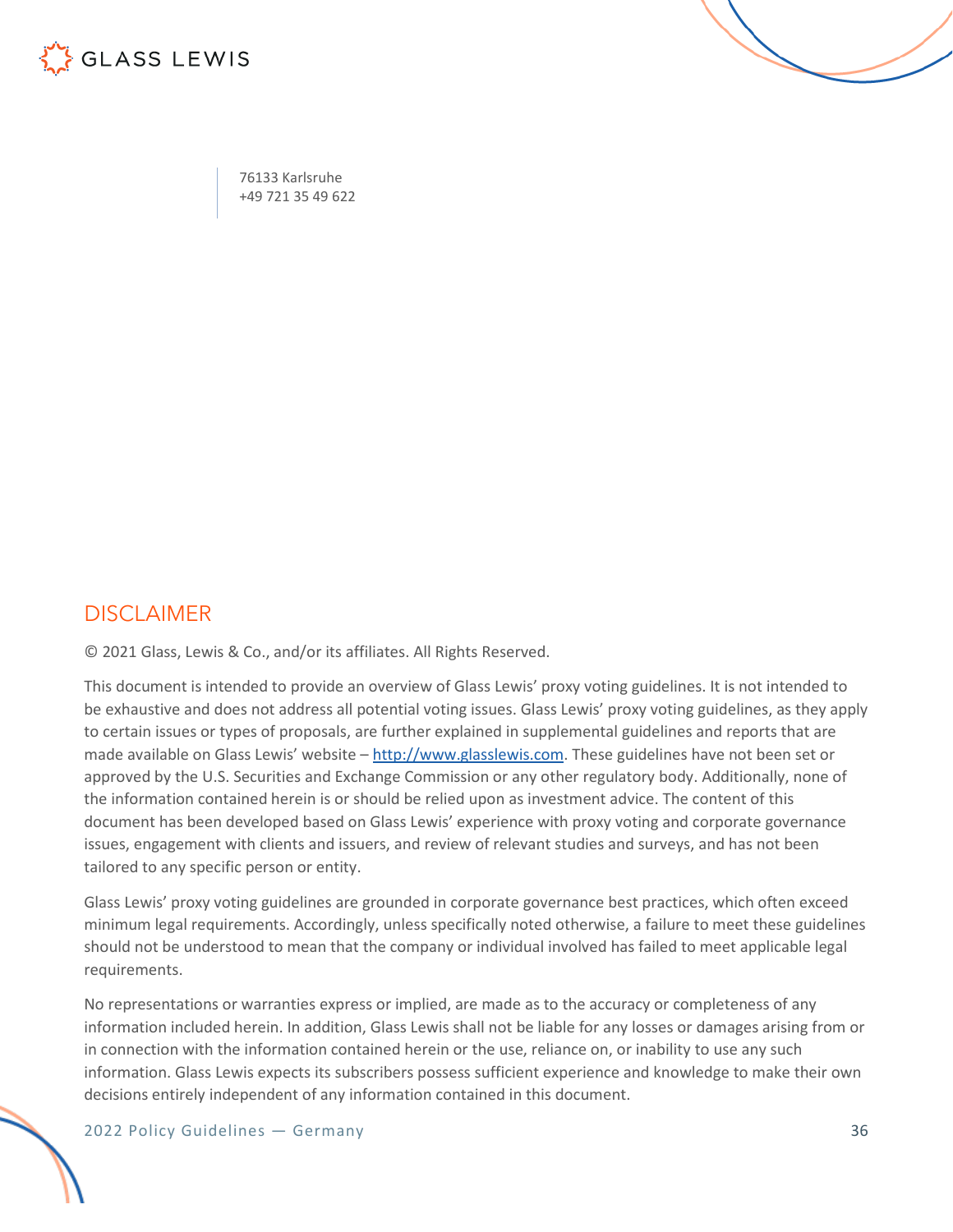76133 Karlsruhe
+49 721 35 49 622

## DISCLAIMER

© 2021 Glass, Lewis & Co., and/or its affiliates. All Rights Reserved.

This document is intended to provide an overview of Glass Lewis' proxy voting guidelines. It is not intended to be exhaustive and does not address all potential voting issues. Glass Lewis' proxy voting guidelines, as they apply to certain issues or types of proposals, are further explained in supplemental guidelines and reports that are made available on Glass Lewis' website – http://www.glasslewis.com. These guidelines have not been set or approved by the U.S. Securities and Exchange Commission or any other regulatory body. Additionally, none of the information contained herein is or should be relied upon as investment advice. The content of this document has been developed based on Glass Lewis' experience with proxy voting and corporate governance issues, engagement with clients and issuers, and review of relevant studies and surveys, and has not been tailored to any specific person or entity.

Glass Lewis' proxy voting guidelines are grounded in corporate governance best practices, which often exceed minimum legal requirements. Accordingly, unless specifically noted otherwise, a failure to meet these guidelines should not be understood to mean that the company or individual involved has failed to meet applicable legal requirements.

No representations or warranties express or implied, are made as to the accuracy or completeness of any information included herein. In addition, Glass Lewis shall not be liable for any losses or damages arising from or in connection with the information contained herein or the use, reliance on, or inability to use any such information. Glass Lewis expects its subscribers possess sufficient experience and knowledge to make their own decisions entirely independent of any information contained in this document.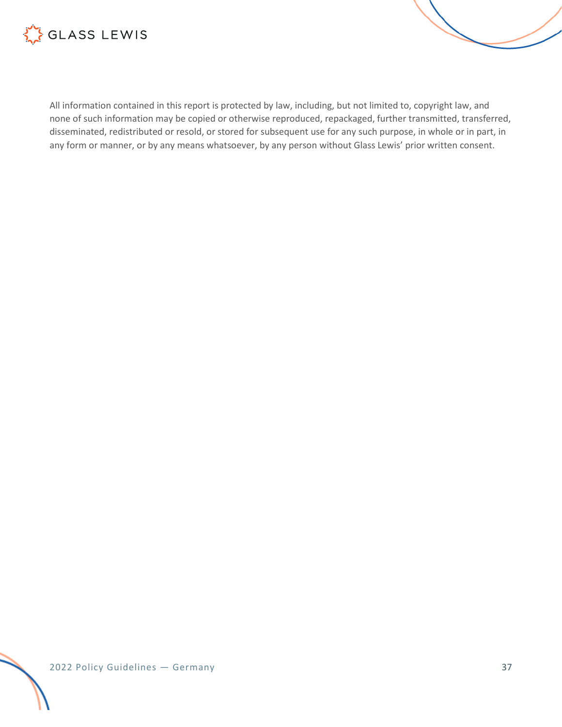All information contained in this report is protected by law, including, but not limited to, copyright law, and none of such information may be copied or otherwise reproduced, repackaged, further transmitted, transferred, disseminated, redistributed or resold, or stored for subsequent use for any such purpose, in whole or in part, in any form or manner, or by any means whatsoever, by any person without Glass Lewis' prior written consent.